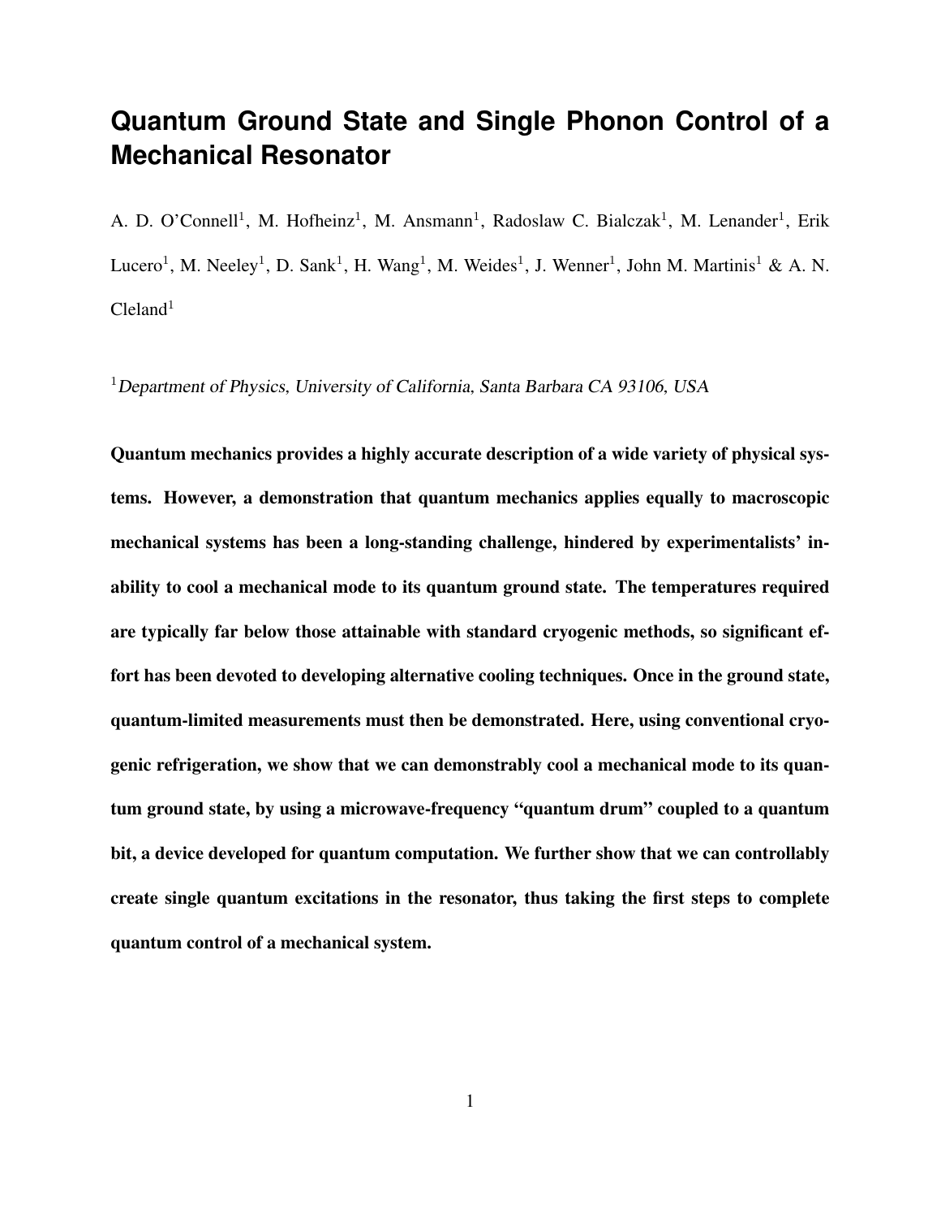# Quantum Ground State and Single Phonon Control of a Mechanical Resonator

A. D. O'Connell[1], M. Hofheinz[1], M. Ansmann[1], Radoslaw C. Bialczak[1], M. Lenander[1], Erik Lucero[1], M. Neeley[1], D. Sank[1], H. Wang[1], M. Weides[1], J. Wenner[1], John M. Martinis[1] & A. N. Cleland[1]

[1]*Department of Physics, University of California, Santa Barbara CA 93106, USA*

**Quantum mechanics provides a highly accurate description of a wide variety of physical systems. However, a demonstration that quantum mechanics applies equally to macroscopic mechanical systems has been a long-standing challenge, hindered by experimentalists' inability to cool a mechanical mode to its quantum ground state. The temperatures required are typically far below those attainable with standard cryogenic methods, so significant effort has been devoted to developing alternative cooling techniques. Once in the ground state, quantum-limited measurements must then be demonstrated. Here, using conventional cryogenic refrigeration, we show that we can demonstrably cool a mechanical mode to its quantum ground state, by using a microwave-frequency "quantum drum" coupled to a quantum bit, a device developed for quantum computation. We further show that we can controllably create single quantum excitations in the resonator, thus taking the first steps to complete quantum control of a mechanical system.**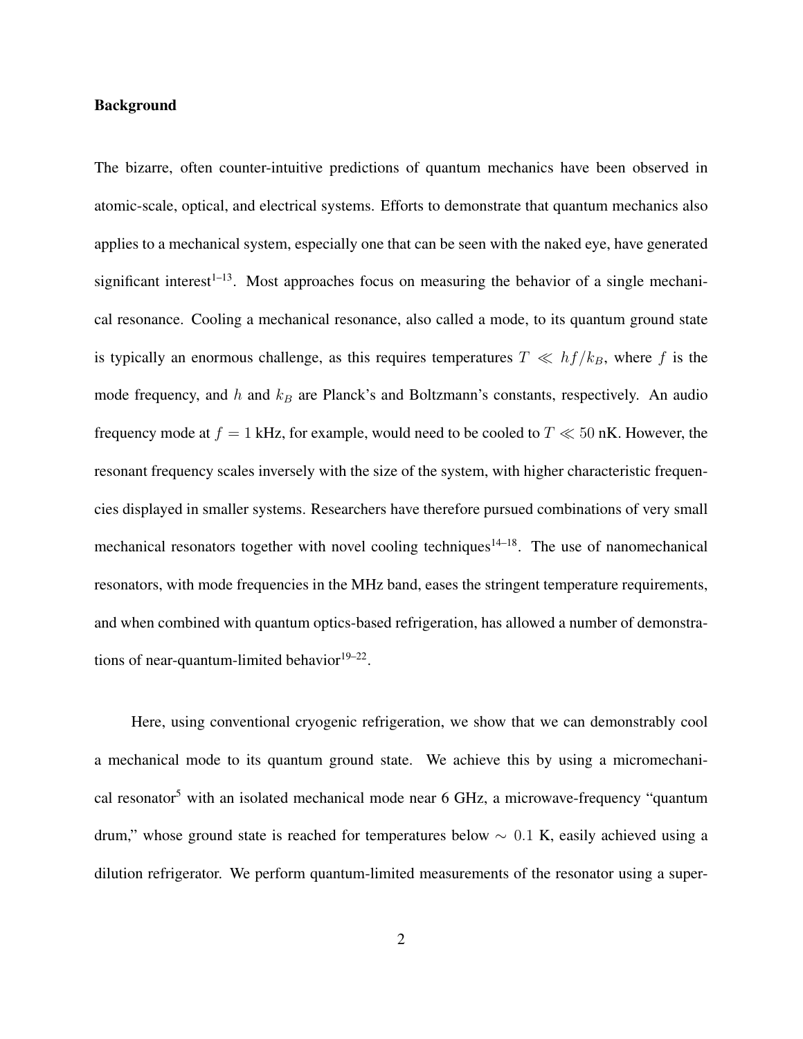## Background

The bizarre, often counter-intuitive predictions of quantum mechanics have been observed in atomic-scale, optical, and electrical systems. Efforts to demonstrate that quantum mechanics also applies to a mechanical system, especially one that can be seen with the naked eye, have generated significant interest[1–13]. Most approaches focus on measuring the behavior of a single mechanical resonance. Cooling a mechanical resonance, also called a mode, to its quantum ground state is typically an enormous challenge, as this requires temperatures $T \ll hf/k_B$, where $f$ is the mode frequency, and $h$ and $k_B$ are Planck's and Boltzmann's constants, respectively. An audio frequency mode at $f = 1$ kHz, for example, would need to be cooled to $T \ll 50$ nK. However, the resonant frequency scales inversely with the size of the system, with higher characteristic frequencies displayed in smaller systems. Researchers have therefore pursued combinations of very small mechanical resonators together with novel cooling techniques[14–18]. The use of nanomechanical resonators, with mode frequencies in the MHz band, eases the stringent temperature requirements, and when combined with quantum optics-based refrigeration, has allowed a number of demonstrations of near-quantum-limited behavior[19–22].

Here, using conventional cryogenic refrigeration, we show that we can demonstrably cool a mechanical mode to its quantum ground state. We achieve this by using a micromechanical resonator[5] with an isolated mechanical mode near 6 GHz, a microwave-frequency "quantum drum," whose ground state is reached for temperatures below $\sim 0.1$ K, easily achieved using a dilution refrigerator. We perform quantum-limited measurements of the resonator using a super-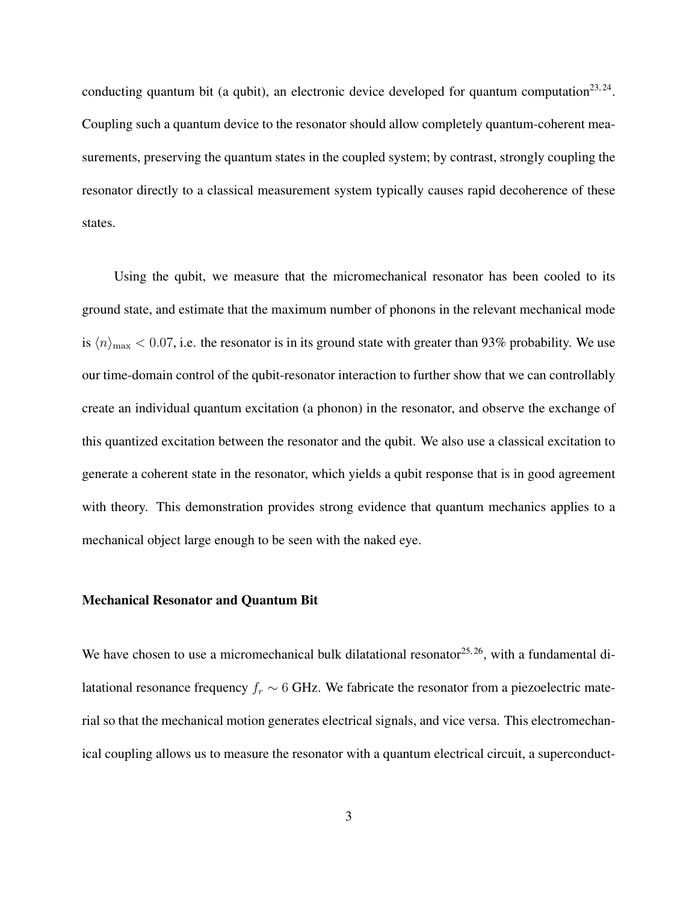conducting quantum bit (a qubit), an electronic device developed for quantum computation[23,24]. Coupling such a quantum device to the resonator should allow completely quantum-coherent measurements, preserving the quantum states in the coupled system; by contrast, strongly coupling the resonator directly to a classical measurement system typically causes rapid decoherence of these states.

Using the qubit, we measure that the micromechanical resonator has been cooled to its ground state, and estimate that the maximum number of phonons in the relevant mechanical mode is $\langle n \rangle_{\max} < 0.07$, i.e. the resonator is in its ground state with greater than 93% probability. We use our time-domain control of the qubit-resonator interaction to further show that we can controllably create an individual quantum excitation (a phonon) in the resonator, and observe the exchange of this quantized excitation between the resonator and the qubit. We also use a classical excitation to generate a coherent state in the resonator, which yields a qubit response that is in good agreement with theory. This demonstration provides strong evidence that quantum mechanics applies to a mechanical object large enough to be seen with the naked eye.

### Mechanical Resonator and Quantum Bit

We have chosen to use a micromechanical bulk dilatational resonator[25,26], with a fundamental dilatational resonance frequency $f_r \sim 6$ GHz. We fabricate the resonator from a piezoelectric material so that the mechanical motion generates electrical signals, and vice versa. This electromechanical coupling allows us to measure the resonator with a quantum electrical circuit, a superconduct-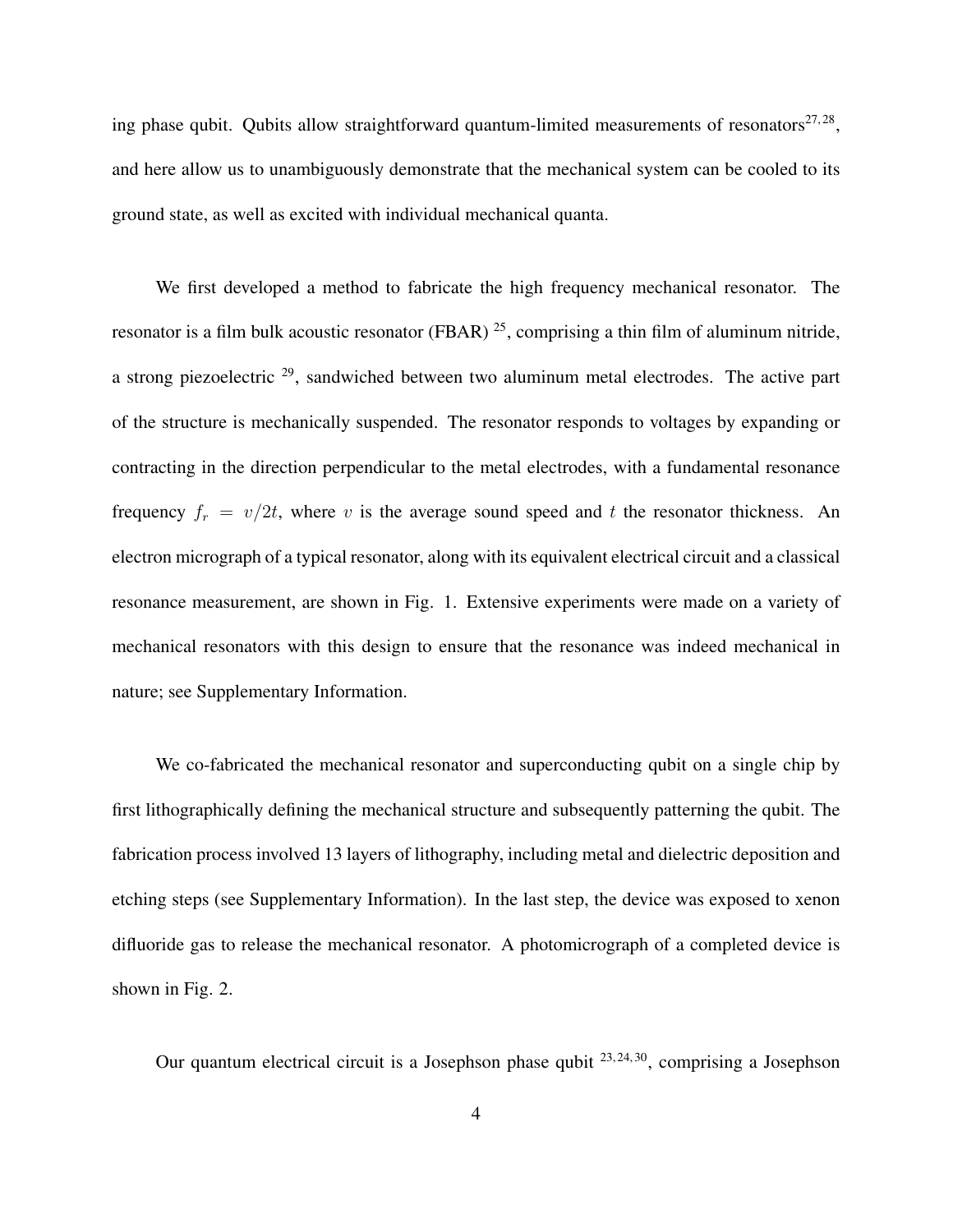ing phase qubit. Qubits allow straightforward quantum-limited measurements of resonators[27,28], and here allow us to unambiguously demonstrate that the mechanical system can be cooled to its ground state, as well as excited with individual mechanical quanta.

We first developed a method to fabricate the high frequency mechanical resonator. The resonator is a film bulk acoustic resonator (FBAR) [25], comprising a thin film of aluminum nitride, a strong piezoelectric [29], sandwiched between two aluminum metal electrodes. The active part of the structure is mechanically suspended. The resonator responds to voltages by expanding or contracting in the direction perpendicular to the metal electrodes, with a fundamental resonance frequency $f_r = v/2t$, where $v$ is the average sound speed and $t$ the resonator thickness. An electron micrograph of a typical resonator, along with its equivalent electrical circuit and a classical resonance measurement, are shown in Fig. 1. Extensive experiments were made on a variety of mechanical resonators with this design to ensure that the resonance was indeed mechanical in nature; see Supplementary Information.

We co-fabricated the mechanical resonator and superconducting qubit on a single chip by first lithographically defining the mechanical structure and subsequently patterning the qubit. The fabrication process involved 13 layers of lithography, including metal and dielectric deposition and etching steps (see Supplementary Information). In the last step, the device was exposed to xenon difluoride gas to release the mechanical resonator. A photomicrograph of a completed device is shown in Fig. 2.

Our quantum electrical circuit is a Josephson phase qubit [23,24,30], comprising a Josephson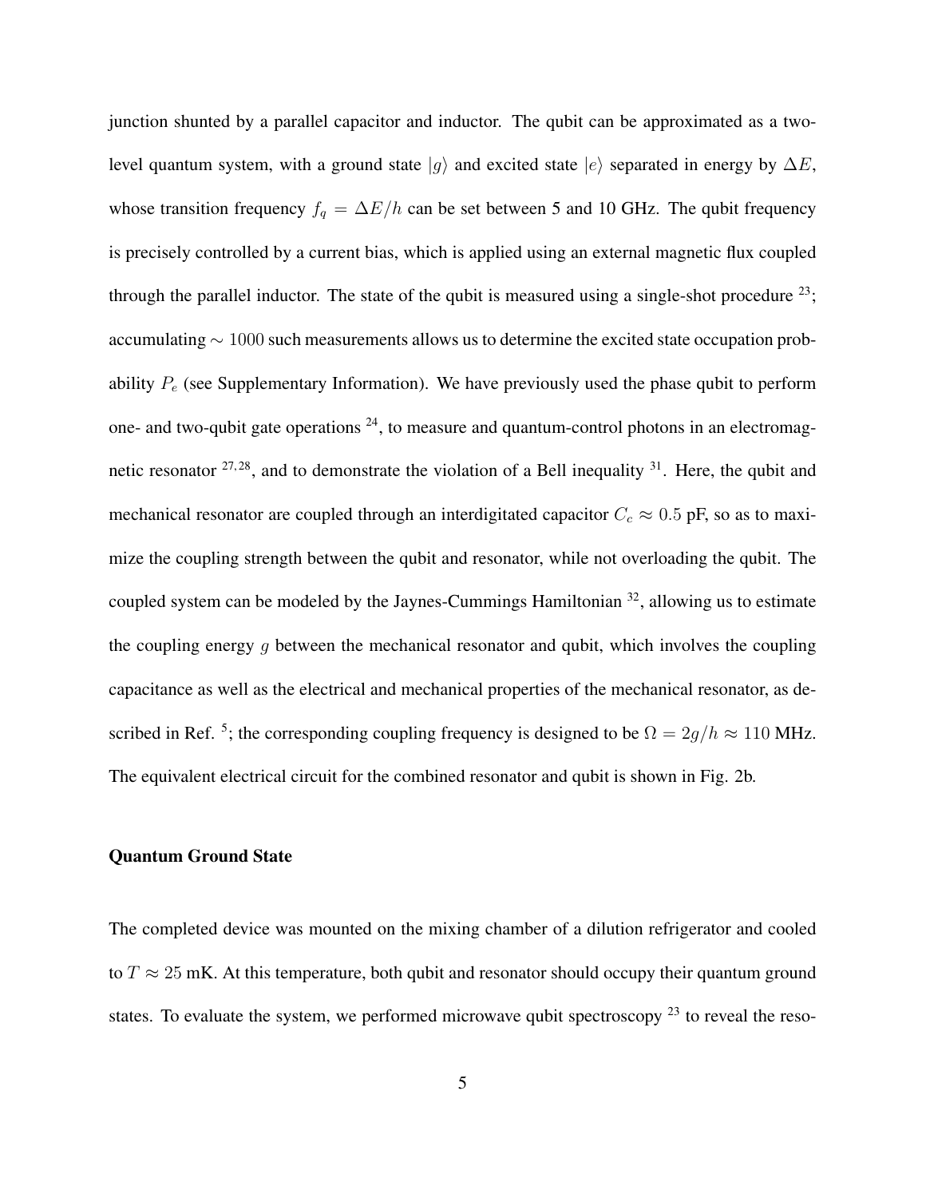junction shunted by a parallel capacitor and inductor. The qubit can be approximated as a two-level quantum system, with a ground state $|g\rangle$ and excited state $|e\rangle$ separated in energy by $\Delta E$, whose transition frequency $f_q = \Delta E/h$ can be set between 5 and 10 GHz. The qubit frequency is precisely controlled by a current bias, which is applied using an external magnetic flux coupled through the parallel inductor. The state of the qubit is measured using a single-shot procedure [23]; accumulating $\sim 1000$ such measurements allows us to determine the excited state occupation probability $P_e$ (see Supplementary Information). We have previously used the phase qubit to perform one- and two-qubit gate operations [24], to measure and quantum-control photons in an electromagnetic resonator [27,28], and to demonstrate the violation of a Bell inequality [31]. Here, the qubit and mechanical resonator are coupled through an interdigitated capacitor $C_c \approx 0.5$ pF, so as to maximize the coupling strength between the qubit and resonator, while not overloading the qubit. The coupled system can be modeled by the Jaynes-Cummings Hamiltonian [32], allowing us to estimate the coupling energy $g$ between the mechanical resonator and qubit, which involves the coupling capacitance as well as the electrical and mechanical properties of the mechanical resonator, as described in Ref. [5]; the corresponding coupling frequency is designed to be $\Omega = 2g/h \approx 110$ MHz. The equivalent electrical circuit for the combined resonator and qubit is shown in Fig. 2b.

**Quantum Ground State**

The completed device was mounted on the mixing chamber of a dilution refrigerator and cooled to $T \approx 25$ mK. At this temperature, both qubit and resonator should occupy their quantum ground states. To evaluate the system, we performed microwave qubit spectroscopy [23] to reveal the reso-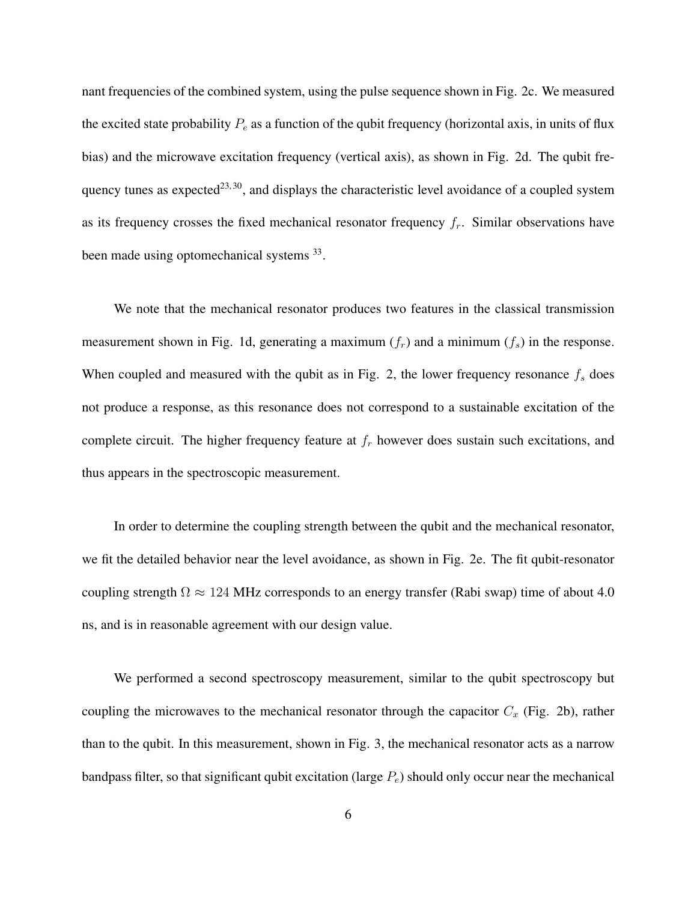nant frequencies of the combined system, using the pulse sequence shown in Fig. 2c. We measured the excited state probability $P_e$ as a function of the qubit frequency (horizontal axis, in units of flux bias) and the microwave excitation frequency (vertical axis), as shown in Fig. 2d. The qubit frequency tunes as expected[23,30], and displays the characteristic level avoidance of a coupled system as its frequency crosses the fixed mechanical resonator frequency $f_r$. Similar observations have been made using optomechanical systems [33].

We note that the mechanical resonator produces two features in the classical transmission measurement shown in Fig. 1d, generating a maximum ($f_r$) and a minimum ($f_s$) in the response. When coupled and measured with the qubit as in Fig. 2, the lower frequency resonance $f_s$ does not produce a response, as this resonance does not correspond to a sustainable excitation of the complete circuit. The higher frequency feature at $f_r$ however does sustain such excitations, and thus appears in the spectroscopic measurement.

In order to determine the coupling strength between the qubit and the mechanical resonator, we fit the detailed behavior near the level avoidance, as shown in Fig. 2e. The fit qubit-resonator coupling strength $\Omega \approx 124$ MHz corresponds to an energy transfer (Rabi swap) time of about 4.0 ns, and is in reasonable agreement with our design value.

We performed a second spectroscopy measurement, similar to the qubit spectroscopy but coupling the microwaves to the mechanical resonator through the capacitor $C_x$ (Fig. 2b), rather than to the qubit. In this measurement, shown in Fig. 3, the mechanical resonator acts as a narrow bandpass filter, so that significant qubit excitation (large $P_e$) should only occur near the mechanical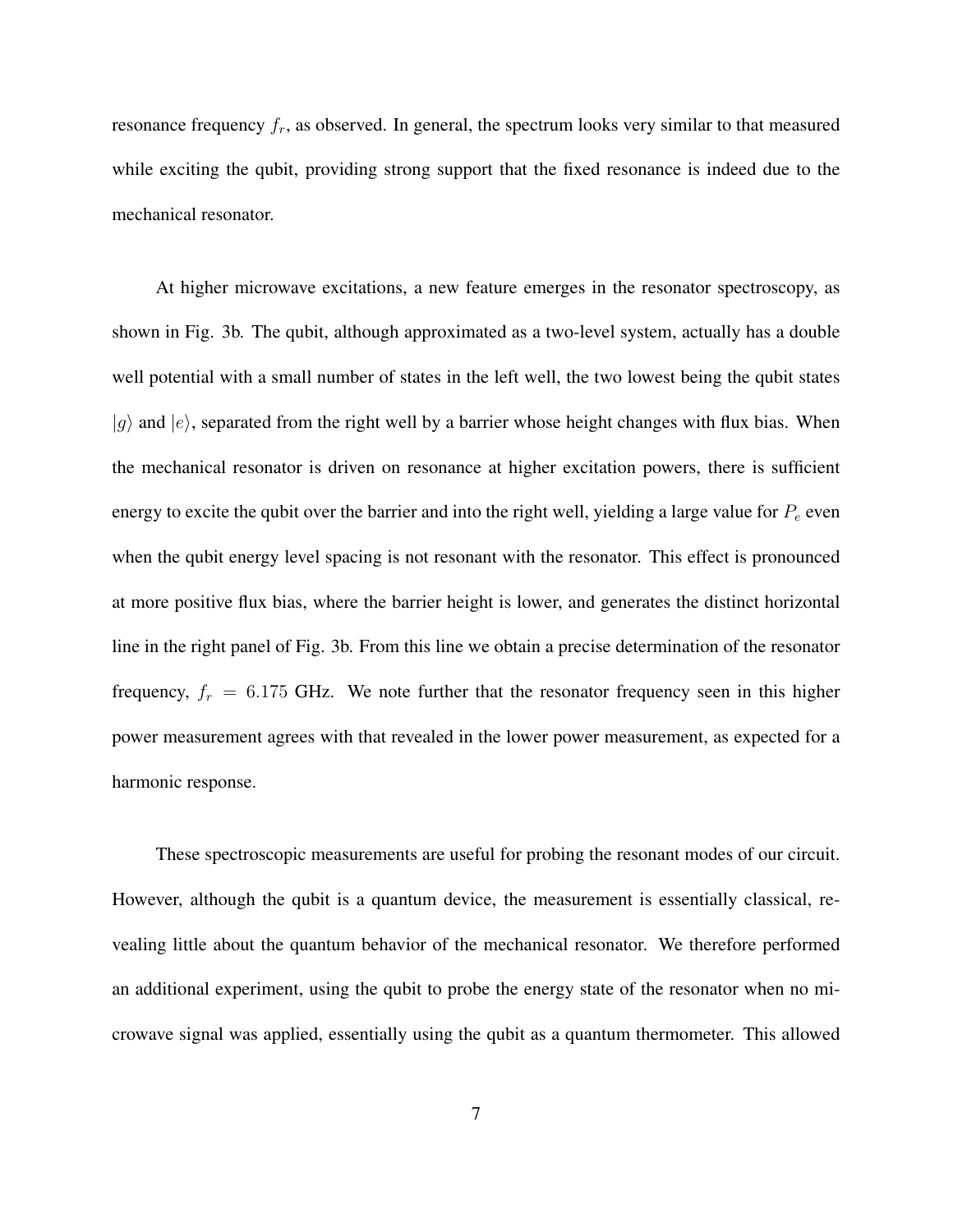resonance frequency $f_r$, as observed. In general, the spectrum looks very similar to that measured while exciting the qubit, providing strong support that the fixed resonance is indeed due to the mechanical resonator.

At higher microwave excitations, a new feature emerges in the resonator spectroscopy, as shown in Fig. 3b. The qubit, although approximated as a two-level system, actually has a double well potential with a small number of states in the left well, the two lowest being the qubit states $|g\rangle$ and $|e\rangle$, separated from the right well by a barrier whose height changes with flux bias. When the mechanical resonator is driven on resonance at higher excitation powers, there is sufficient energy to excite the qubit over the barrier and into the right well, yielding a large value for $P_e$ even when the qubit energy level spacing is not resonant with the resonator. This effect is pronounced at more positive flux bias, where the barrier height is lower, and generates the distinct horizontal line in the right panel of Fig. 3b. From this line we obtain a precise determination of the resonator frequency, $f_r = 6.175$ GHz. We note further that the resonator frequency seen in this higher power measurement agrees with that revealed in the lower power measurement, as expected for a harmonic response.

These spectroscopic measurements are useful for probing the resonant modes of our circuit. However, although the qubit is a quantum device, the measurement is essentially classical, revealing little about the quantum behavior of the mechanical resonator. We therefore performed an additional experiment, using the qubit to probe the energy state of the resonator when no microwave signal was applied, essentially using the qubit as a quantum thermometer. This allowed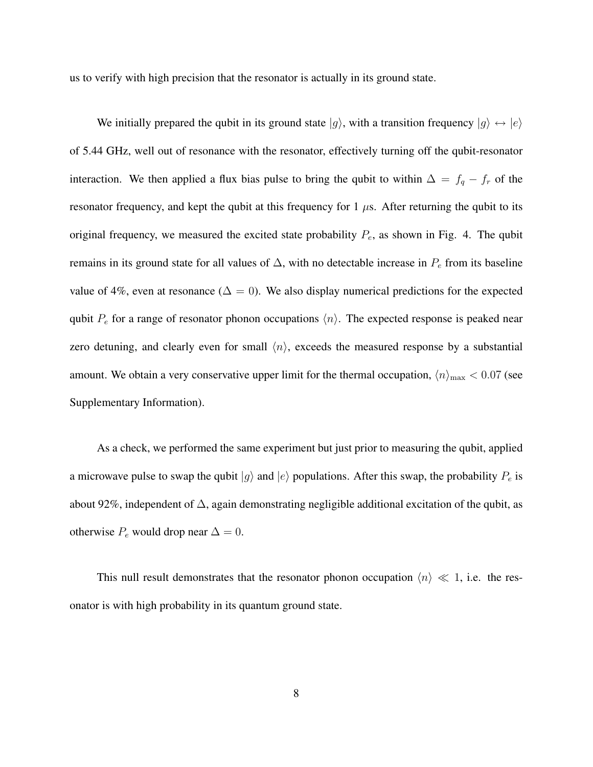us to verify with high precision that the resonator is actually in its ground state.

We initially prepared the qubit in its ground state $|g\rangle$, with a transition frequency $|g\rangle \leftrightarrow |e\rangle$ of 5.44 GHz, well out of resonance with the resonator, effectively turning off the qubit-resonator interaction. We then applied a flux bias pulse to bring the qubit to within $\Delta = f_q - f_r$ of the resonator frequency, and kept the qubit at this frequency for 1 $\mu$s. After returning the qubit to its original frequency, we measured the excited state probability $P_e$, as shown in Fig. 4. The qubit remains in its ground state for all values of $\Delta$, with no detectable increase in $P_e$ from its baseline value of 4%, even at resonance ($\Delta = 0$). We also display numerical predictions for the expected qubit $P_e$ for a range of resonator phonon occupations $\langle n \rangle$. The expected response is peaked near zero detuning, and clearly even for small $\langle n \rangle$, exceeds the measured response by a substantial amount. We obtain a very conservative upper limit for the thermal occupation, $\langle n \rangle_{\max} < 0.07$ (see Supplementary Information).

As a check, we performed the same experiment but just prior to measuring the qubit, applied a microwave pulse to swap the qubit $|g\rangle$ and $|e\rangle$ populations. After this swap, the probability $P_e$ is about 92%, independent of $\Delta$, again demonstrating negligible additional excitation of the qubit, as otherwise $P_e$ would drop near $\Delta = 0$.

This null result demonstrates that the resonator phonon occupation $\langle n \rangle \ll 1$, i.e. the resonator is with high probability in its quantum ground state.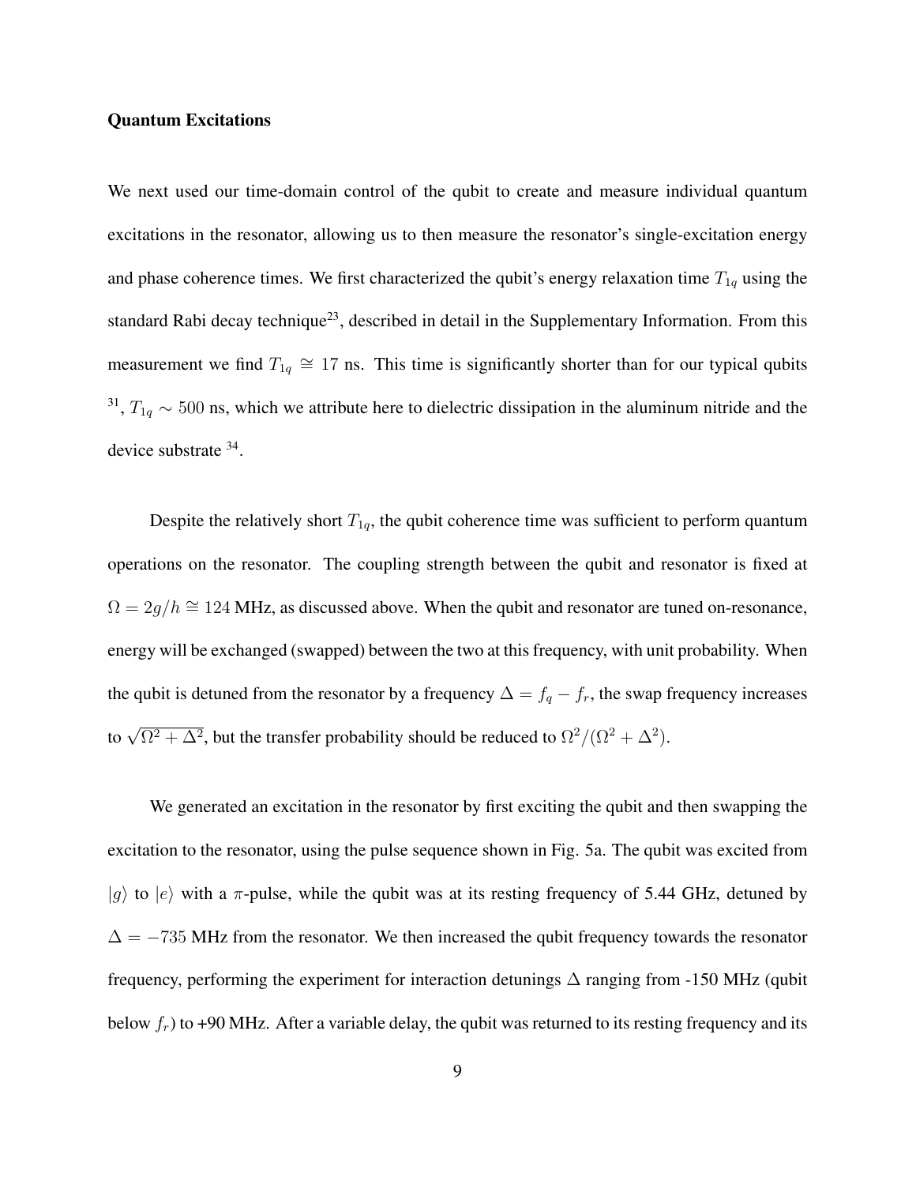**Quantum Excitations**

We next used our time-domain control of the qubit to create and measure individual quantum excitations in the resonator, allowing us to then measure the resonator's single-excitation energy and phase coherence times. We first characterized the qubit's energy relaxation time $T_{1q}$ using the standard Rabi decay technique[23], described in detail in the Supplementary Information. From this measurement we find $T_{1q} \cong 17$ ns. This time is significantly shorter than for our typical qubits [31], $T_{1q} \sim 500$ ns, which we attribute here to dielectric dissipation in the aluminum nitride and the device substrate [34].

Despite the relatively short $T_{1q}$, the qubit coherence time was sufficient to perform quantum operations on the resonator. The coupling strength between the qubit and resonator is fixed at $\Omega = 2g/h \cong 124$ MHz, as discussed above. When the qubit and resonator are tuned on-resonance, energy will be exchanged (swapped) between the two at this frequency, with unit probability. When the qubit is detuned from the resonator by a frequency $\Delta = f_q - f_r$, the swap frequency increases to $\sqrt{\Omega^2 + \Delta^2}$, but the transfer probability should be reduced to $\Omega^2/(\Omega^2 + \Delta^2)$.

We generated an excitation in the resonator by first exciting the qubit and then swapping the excitation to the resonator, using the pulse sequence shown in Fig. 5a. The qubit was excited from $|g\rangle$ to $|e\rangle$ with a $\pi$-pulse, while the qubit was at its resting frequency of 5.44 GHz, detuned by $\Delta = -735$ MHz from the resonator. We then increased the qubit frequency towards the resonator frequency, performing the experiment for interaction detunings $\Delta$ ranging from -150 MHz (qubit below $f_r$) to +90 MHz. After a variable delay, the qubit was returned to its resting frequency and its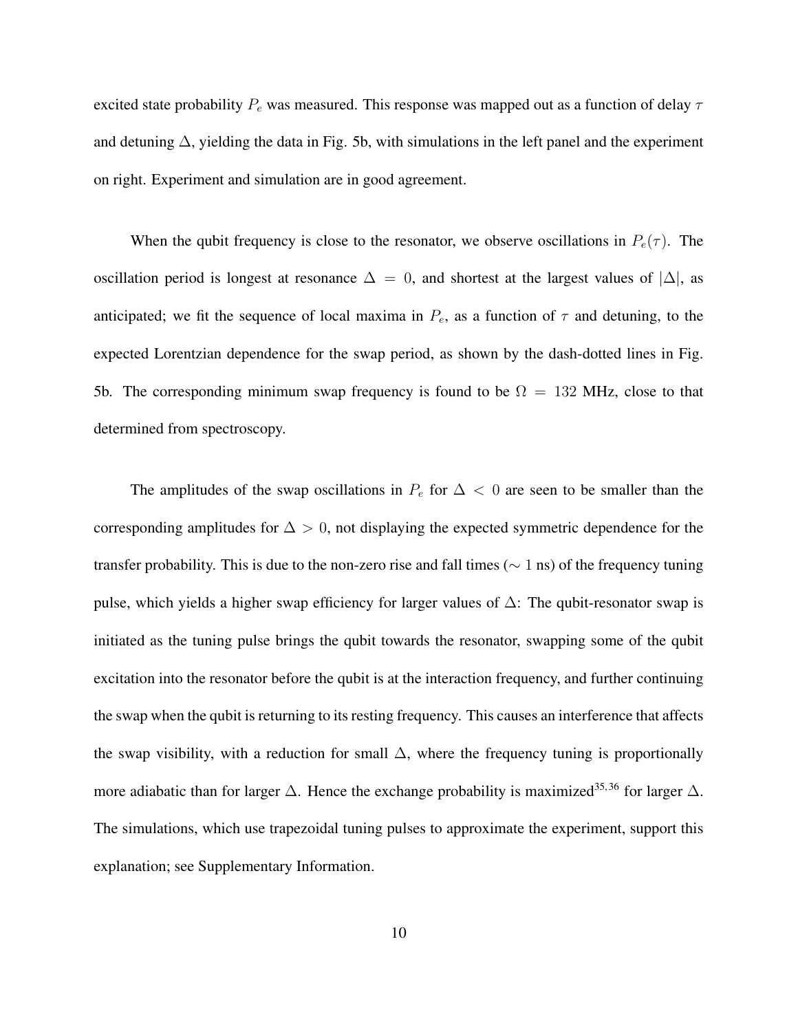excited state probability $P_e$ was measured. This response was mapped out as a function of delay $\tau$ and detuning $\Delta$, yielding the data in Fig. 5b, with simulations in the left panel and the experiment on right. Experiment and simulation are in good agreement.

When the qubit frequency is close to the resonator, we observe oscillations in $P_e(\tau)$. The oscillation period is longest at resonance $\Delta = 0$, and shortest at the largest values of $|\Delta|$, as anticipated; we fit the sequence of local maxima in $P_e$, as a function of $\tau$ and detuning, to the expected Lorentzian dependence for the swap period, as shown by the dash-dotted lines in Fig. 5b. The corresponding minimum swap frequency is found to be $\Omega = 132$ MHz, close to that determined from spectroscopy.

The amplitudes of the swap oscillations in $P_e$ for $\Delta < 0$ are seen to be smaller than the corresponding amplitudes for $\Delta > 0$, not displaying the expected symmetric dependence for the transfer probability. This is due to the non-zero rise and fall times ($\sim 1$ ns) of the frequency tuning pulse, which yields a higher swap efficiency for larger values of $\Delta$: The qubit-resonator swap is initiated as the tuning pulse brings the qubit towards the resonator, swapping some of the qubit excitation into the resonator before the qubit is at the interaction frequency, and further continuing the swap when the qubit is returning to its resting frequency. This causes an interference that affects the swap visibility, with a reduction for small $\Delta$, where the frequency tuning is proportionally more adiabatic than for larger $\Delta$. Hence the exchange probability is maximized[35,36] for larger $\Delta$. The simulations, which use trapezoidal tuning pulses to approximate the experiment, support this explanation; see Supplementary Information.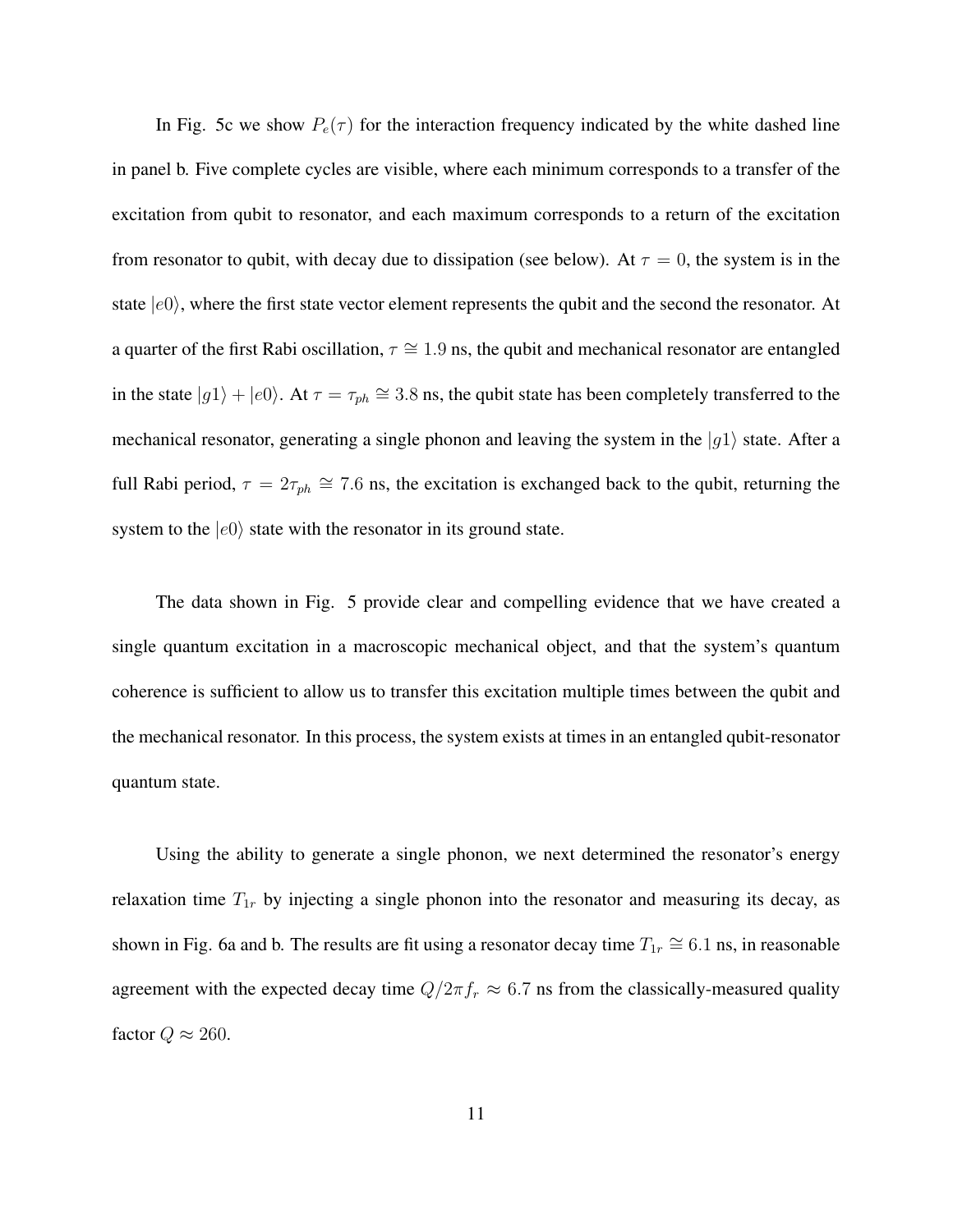In Fig. 5c we show $P_e(\tau)$ for the interaction frequency indicated by the white dashed line in panel b. Five complete cycles are visible, where each minimum corresponds to a transfer of the excitation from qubit to resonator, and each maximum corresponds to a return of the excitation from resonator to qubit, with decay due to dissipation (see below). At $\tau = 0$, the system is in the state $|e0\rangle$, where the first state vector element represents the qubit and the second the resonator. At a quarter of the first Rabi oscillation, $\tau \cong 1.9$ ns, the qubit and mechanical resonator are entangled in the state $|g1\rangle + |e0\rangle$. At $\tau = \tau_{ph} \cong 3.8$ ns, the qubit state has been completely transferred to the mechanical resonator, generating a single phonon and leaving the system in the $|g1\rangle$ state. After a full Rabi period, $\tau = 2\tau_{ph} \cong 7.6$ ns, the excitation is exchanged back to the qubit, returning the system to the $|e0\rangle$ state with the resonator in its ground state.

The data shown in Fig. 5 provide clear and compelling evidence that we have created a single quantum excitation in a macroscopic mechanical object, and that the system's quantum coherence is sufficient to allow us to transfer this excitation multiple times between the qubit and the mechanical resonator. In this process, the system exists at times in an entangled qubit-resonator quantum state.

Using the ability to generate a single phonon, we next determined the resonator's energy relaxation time $T_{1r}$ by injecting a single phonon into the resonator and measuring its decay, as shown in Fig. 6a and b. The results are fit using a resonator decay time $T_{1r} \cong 6.1$ ns, in reasonable agreement with the expected decay time $Q/2\pi f_r \approx 6.7$ ns from the classically-measured quality factor $Q \approx 260$.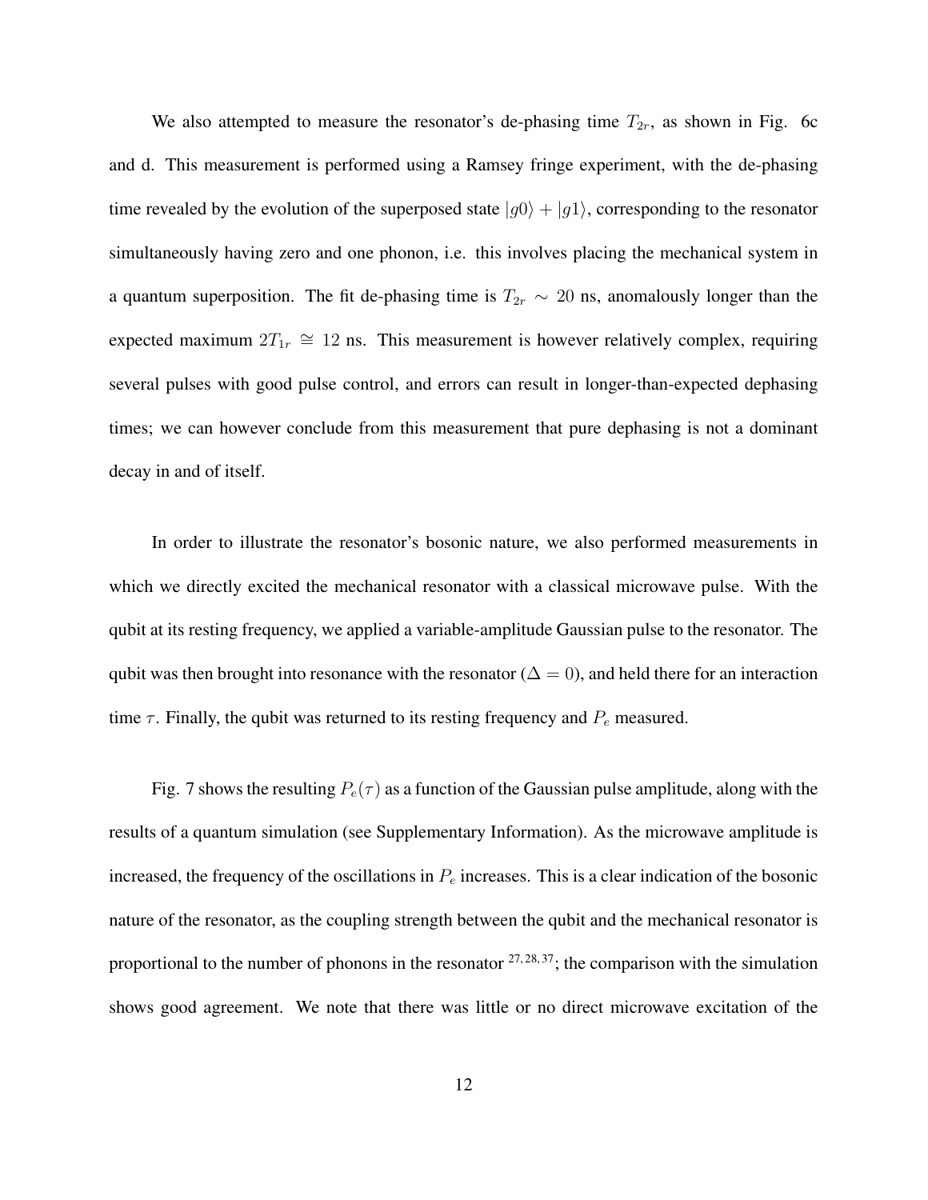We also attempted to measure the resonator's de-phasing time $T_{2r}$, as shown in Fig. 6c and d. This measurement is performed using a Ramsey fringe experiment, with the de-phasing time revealed by the evolution of the superposed state $|g0\rangle + |g1\rangle$, corresponding to the resonator simultaneously having zero and one phonon, i.e. this involves placing the mechanical system in a quantum superposition. The fit de-phasing time is $T_{2r} \sim 20$ ns, anomalously longer than the expected maximum $2T_{1r} \cong 12$ ns. This measurement is however relatively complex, requiring several pulses with good pulse control, and errors can result in longer-than-expected dephasing times; we can however conclude from this measurement that pure dephasing is not a dominant decay in and of itself.

In order to illustrate the resonator's bosonic nature, we also performed measurements in which we directly excited the mechanical resonator with a classical microwave pulse. With the qubit at its resting frequency, we applied a variable-amplitude Gaussian pulse to the resonator. The qubit was then brought into resonance with the resonator ($\Delta = 0$), and held there for an interaction time $\tau$. Finally, the qubit was returned to its resting frequency and $P_e$ measured.

Fig. 7 shows the resulting $P_e(\tau)$ as a function of the Gaussian pulse amplitude, along with the results of a quantum simulation (see Supplementary Information). As the microwave amplitude is increased, the frequency of the oscillations in $P_e$ increases. This is a clear indication of the bosonic nature of the resonator, as the coupling strength between the qubit and the mechanical resonator is proportional to the number of phonons in the resonator [27,28,37]; the comparison with the simulation shows good agreement. We note that there was little or no direct microwave excitation of the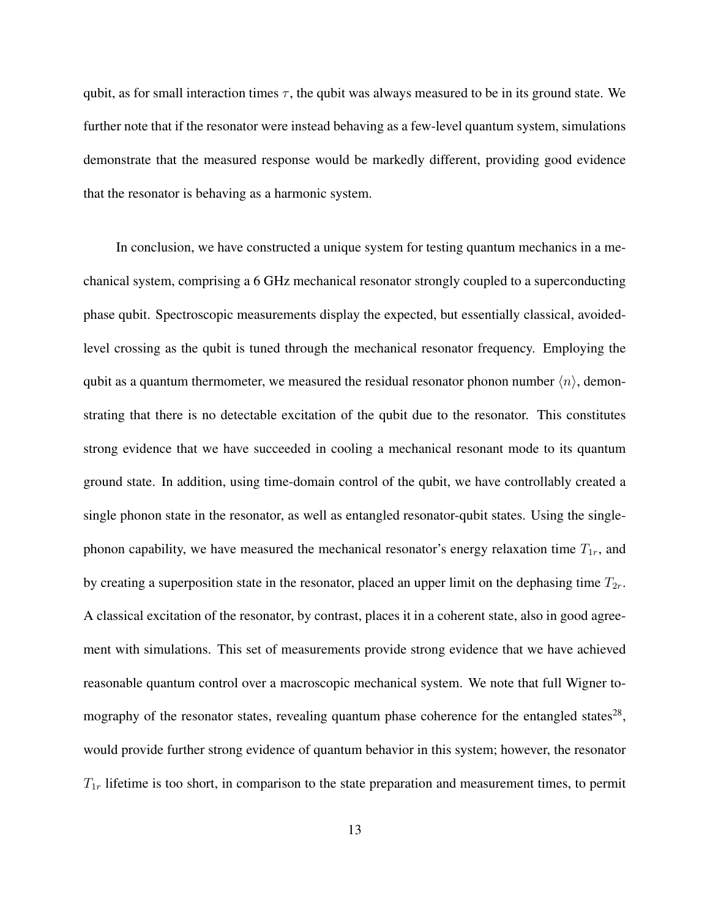qubit, as for small interaction times $\tau$, the qubit was always measured to be in its ground state. We further note that if the resonator were instead behaving as a few-level quantum system, simulations demonstrate that the measured response would be markedly different, providing good evidence that the resonator is behaving as a harmonic system.

In conclusion, we have constructed a unique system for testing quantum mechanics in a mechanical system, comprising a 6 GHz mechanical resonator strongly coupled to a superconducting phase qubit. Spectroscopic measurements display the expected, but essentially classical, avoided-level crossing as the qubit is tuned through the mechanical resonator frequency. Employing the qubit as a quantum thermometer, we measured the residual resonator phonon number $\langle n \rangle$, demonstrating that there is no detectable excitation of the qubit due to the resonator. This constitutes strong evidence that we have succeeded in cooling a mechanical resonant mode to its quantum ground state. In addition, using time-domain control of the qubit, we have controllably created a single phonon state in the resonator, as well as entangled resonator-qubit states. Using the single-phonon capability, we have measured the mechanical resonator's energy relaxation time $T_{1r}$, and by creating a superposition state in the resonator, placed an upper limit on the dephasing time $T_{2r}$. A classical excitation of the resonator, by contrast, places it in a coherent state, also in good agreement with simulations. This set of measurements provide strong evidence that we have achieved reasonable quantum control over a macroscopic mechanical system. We note that full Wigner tomography of the resonator states, revealing quantum phase coherence for the entangled states[28], would provide further strong evidence of quantum behavior in this system; however, the resonator $T_{1r}$ lifetime is too short, in comparison to the state preparation and measurement times, to permit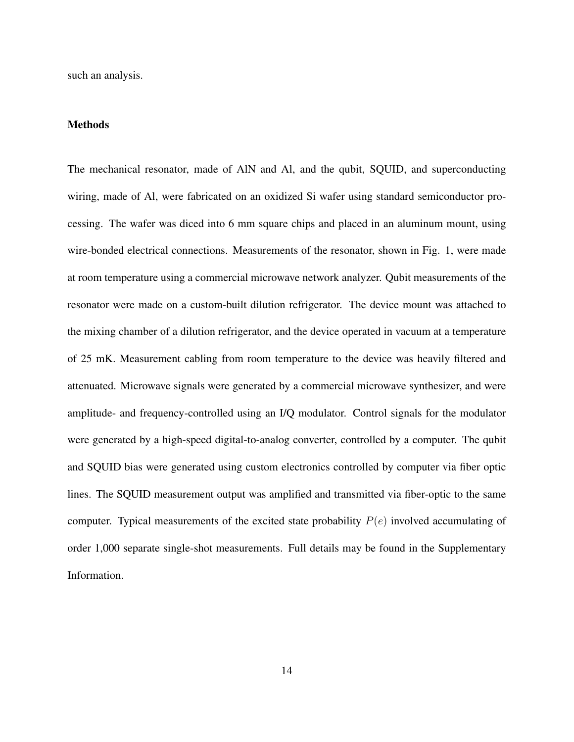such an analysis.

## Methods

The mechanical resonator, made of AlN and Al, and the qubit, SQUID, and superconducting wiring, made of Al, were fabricated on an oxidized Si wafer using standard semiconductor processing. The wafer was diced into 6 mm square chips and placed in an aluminum mount, using wire-bonded electrical connections. Measurements of the resonator, shown in Fig. 1, were made at room temperature using a commercial microwave network analyzer. Qubit measurements of the resonator were made on a custom-built dilution refrigerator. The device mount was attached to the mixing chamber of a dilution refrigerator, and the device operated in vacuum at a temperature of 25 mK. Measurement cabling from room temperature to the device was heavily filtered and attenuated. Microwave signals were generated by a commercial microwave synthesizer, and were amplitude- and frequency-controlled using an I/Q modulator. Control signals for the modulator were generated by a high-speed digital-to-analog converter, controlled by a computer. The qubit and SQUID bias were generated using custom electronics controlled by computer via fiber optic lines. The SQUID measurement output was amplified and transmitted via fiber-optic to the same computer. Typical measurements of the excited state probability $P(e)$ involved accumulating of order 1,000 separate single-shot measurements. Full details may be found in the Supplementary Information.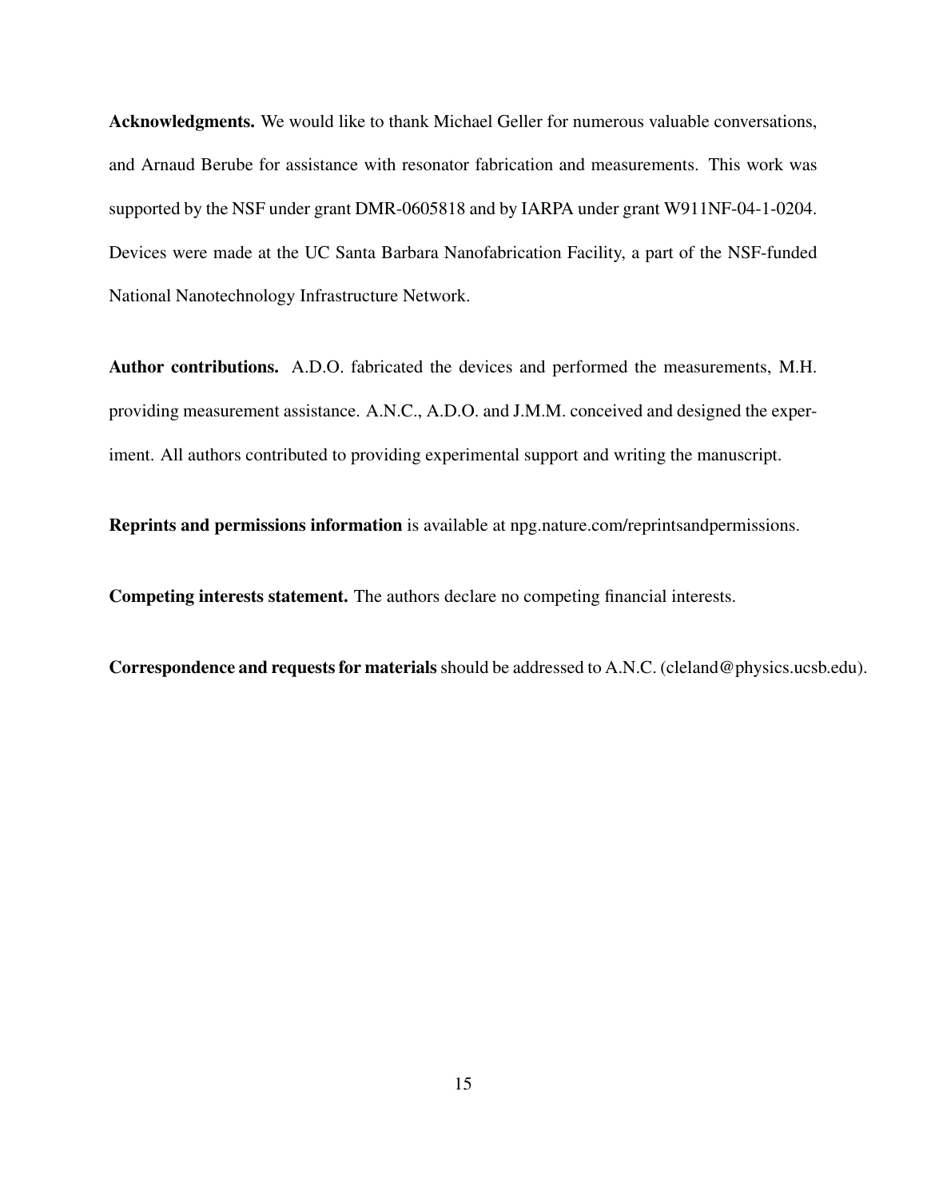**Acknowledgments.** We would like to thank Michael Geller for numerous valuable conversations, and Arnaud Berube for assistance with resonator fabrication and measurements. This work was supported by the NSF under grant DMR-0605818 and by IARPA under grant W911NF-04-1-0204. Devices were made at the UC Santa Barbara Nanofabrication Facility, a part of the NSF-funded National Nanotechnology Infrastructure Network.

**Author contributions.** A.D.O. fabricated the devices and performed the measurements, M.H. providing measurement assistance. A.N.C., A.D.O. and J.M.M. conceived and designed the experiment. All authors contributed to providing experimental support and writing the manuscript.

**Reprints and permissions information** is available at npg.nature.com/reprintsandpermissions.

**Competing interests statement.** The authors declare no competing financial interests.

**Correspondence and requests for materials** should be addressed to A.N.C. (cleland@physics.ucsb.edu).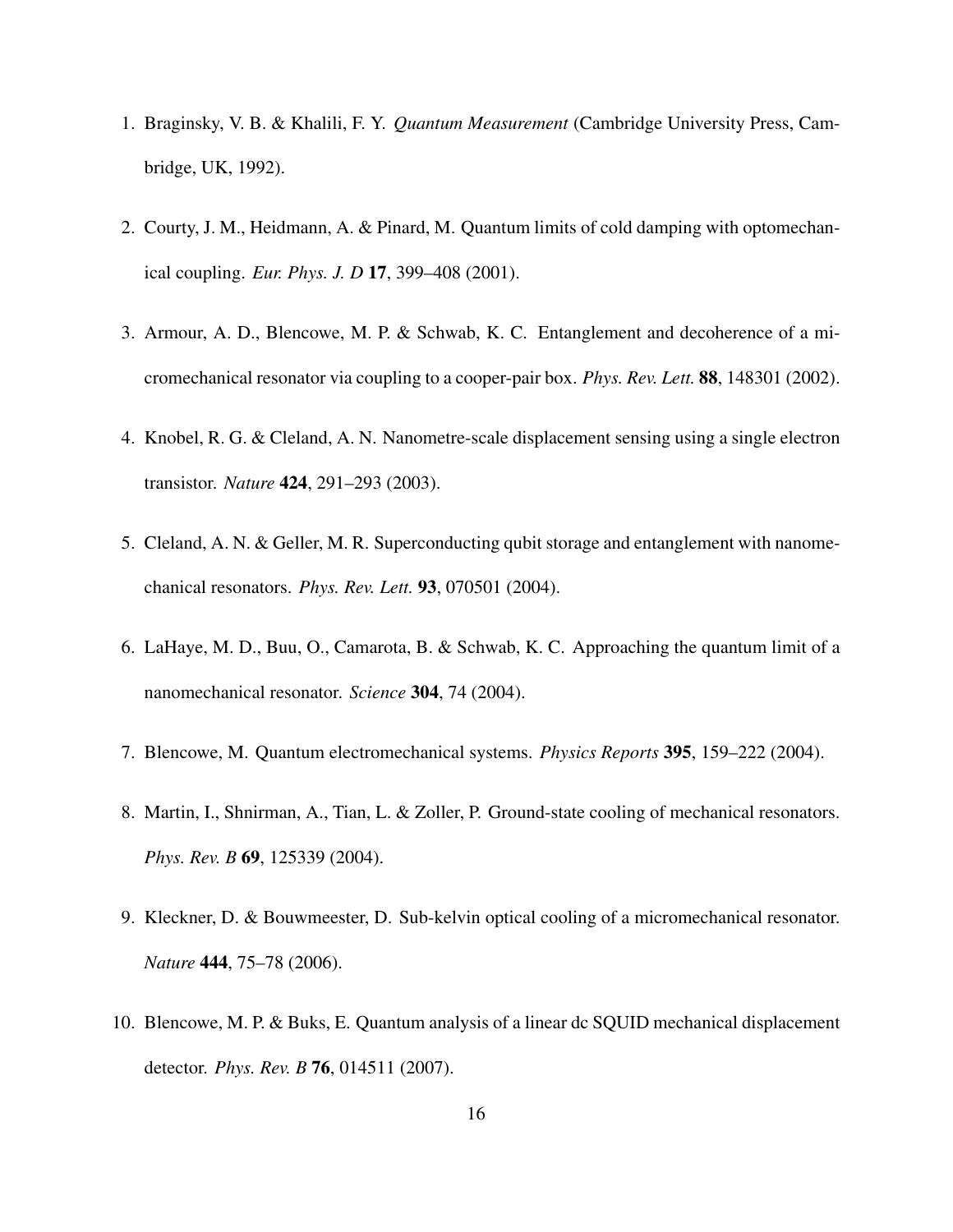1. Braginsky, V. B. & Khalili, F. Y. *Quantum Measurement* (Cambridge University Press, Cambridge, UK, 1992).

2. Courty, J. M., Heidmann, A. & Pinard, M. Quantum limits of cold damping with optomechanical coupling. *Eur. Phys. J. D* **17**, 399–408 (2001).

3. Armour, A. D., Blencowe, M. P. & Schwab, K. C. Entanglement and decoherence of a micromechanical resonator via coupling to a cooper-pair box. *Phys. Rev. Lett.* **88**, 148301 (2002).

4. Knobel, R. G. & Cleland, A. N. Nanometre-scale displacement sensing using a single electron transistor. *Nature* **424**, 291–293 (2003).

5. Cleland, A. N. & Geller, M. R. Superconducting qubit storage and entanglement with nanomechanical resonators. *Phys. Rev. Lett.* **93**, 070501 (2004).

6. LaHaye, M. D., Buu, O., Camarota, B. & Schwab, K. C. Approaching the quantum limit of a nanomechanical resonator. *Science* **304**, 74 (2004).

7. Blencowe, M. Quantum electromechanical systems. *Physics Reports* **395**, 159–222 (2004).

8. Martin, I., Shnirman, A., Tian, L. & Zoller, P. Ground-state cooling of mechanical resonators. *Phys. Rev. B* **69**, 125339 (2004).

9. Kleckner, D. & Bouwmeester, D. Sub-kelvin optical cooling of a micromechanical resonator. *Nature* **444**, 75–78 (2006).

10. Blencowe, M. P. & Buks, E. Quantum analysis of a linear dc SQUID mechanical displacement detector. *Phys. Rev. B* **76**, 014511 (2007).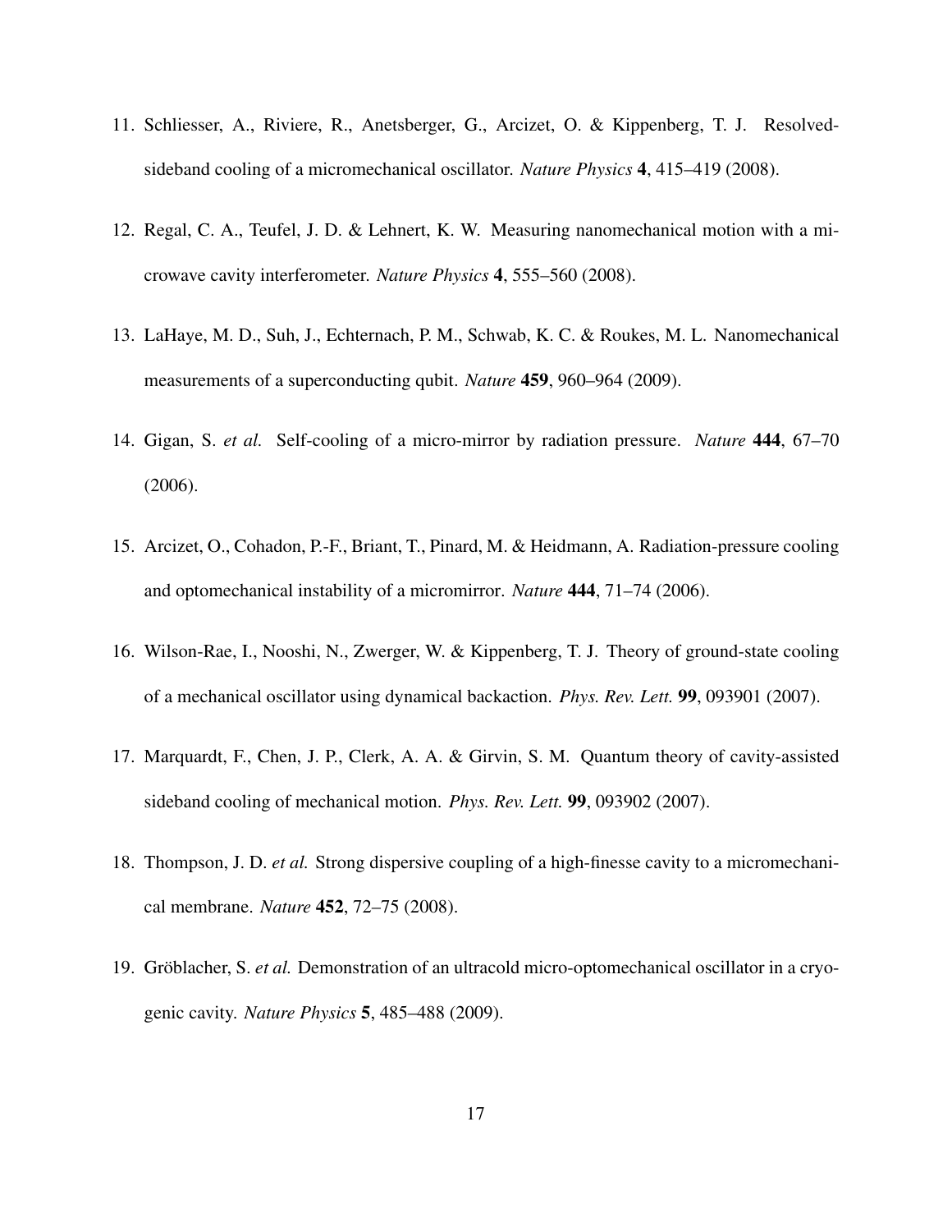11. Schliesser, A., Riviere, R., Anetsberger, G., Arcizet, O. & Kippenberg, T. J. Resolved-sideband cooling of a micromechanical oscillator. *Nature Physics* **4**, 415–419 (2008).

12. Regal, C. A., Teufel, J. D. & Lehnert, K. W. Measuring nanomechanical motion with a microwave cavity interferometer. *Nature Physics* **4**, 555–560 (2008).

13. LaHaye, M. D., Suh, J., Echternach, P. M., Schwab, K. C. & Roukes, M. L. Nanomechanical measurements of a superconducting qubit. *Nature* **459**, 960–964 (2009).

14. Gigan, S. *et al.* Self-cooling of a micro-mirror by radiation pressure. *Nature* **444**, 67–70 (2006).

15. Arcizet, O., Cohadon, P.-F., Briant, T., Pinard, M. & Heidmann, A. Radiation-pressure cooling and optomechanical instability of a micromirror. *Nature* **444**, 71–74 (2006).

16. Wilson-Rae, I., Nooshi, N., Zwerger, W. & Kippenberg, T. J. Theory of ground-state cooling of a mechanical oscillator using dynamical backaction. *Phys. Rev. Lett.* **99**, 093901 (2007).

17. Marquardt, F., Chen, J. P., Clerk, A. A. & Girvin, S. M. Quantum theory of cavity-assisted sideband cooling of mechanical motion. *Phys. Rev. Lett.* **99**, 093902 (2007).

18. Thompson, J. D. *et al.* Strong dispersive coupling of a high-finesse cavity to a micromechanical membrane. *Nature* **452**, 72–75 (2008).

19. Gröblacher, S. *et al.* Demonstration of an ultracold micro-optomechanical oscillator in a cryogenic cavity. *Nature Physics* **5**, 485–488 (2009).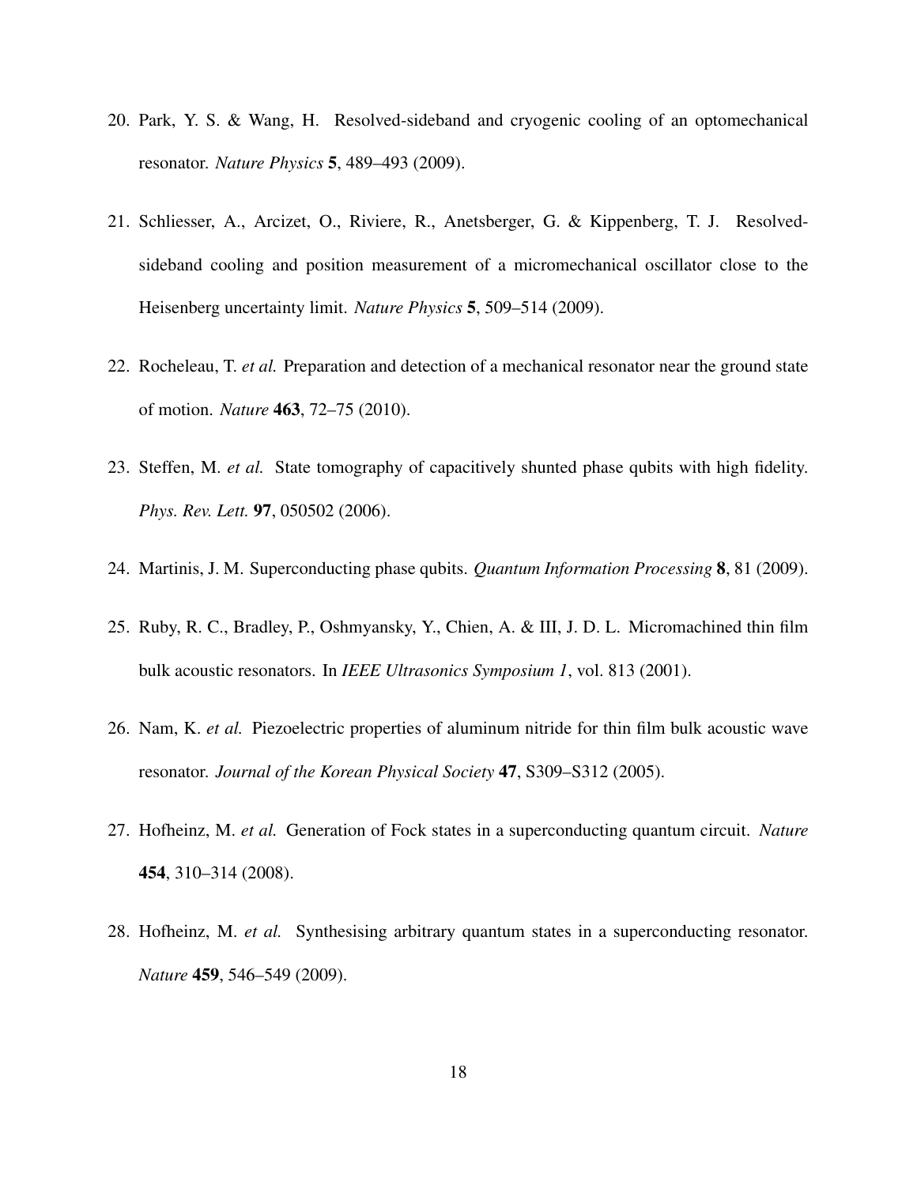20. Park, Y. S. & Wang, H. Resolved-sideband and cryogenic cooling of an optomechanical resonator. *Nature Physics* **5**, 489–493 (2009).

21. Schliesser, A., Arcizet, O., Riviere, R., Anetsberger, G. & Kippenberg, T. J. Resolved-sideband cooling and position measurement of a micromechanical oscillator close to the Heisenberg uncertainty limit. *Nature Physics* **5**, 509–514 (2009).

22. Rocheleau, T. *et al.* Preparation and detection of a mechanical resonator near the ground state of motion. *Nature* **463**, 72–75 (2010).

23. Steffen, M. *et al.* State tomography of capacitively shunted phase qubits with high fidelity. *Phys. Rev. Lett.* **97**, 050502 (2006).

24. Martinis, J. M. Superconducting phase qubits. *Quantum Information Processing* **8**, 81 (2009).

25. Ruby, R. C., Bradley, P., Oshmyansky, Y., Chien, A. & III, J. D. L. Micromachined thin film bulk acoustic resonators. In *IEEE Ultrasonics Symposium 1*, vol. 813 (2001).

26. Nam, K. *et al.* Piezoelectric properties of aluminum nitride for thin film bulk acoustic wave resonator. *Journal of the Korean Physical Society* **47**, S309–S312 (2005).

27. Hofheinz, M. *et al.* Generation of Fock states in a superconducting quantum circuit. *Nature* **454**, 310–314 (2008).

28. Hofheinz, M. *et al.* Synthesising arbitrary quantum states in a superconducting resonator. *Nature* **459**, 546–549 (2009).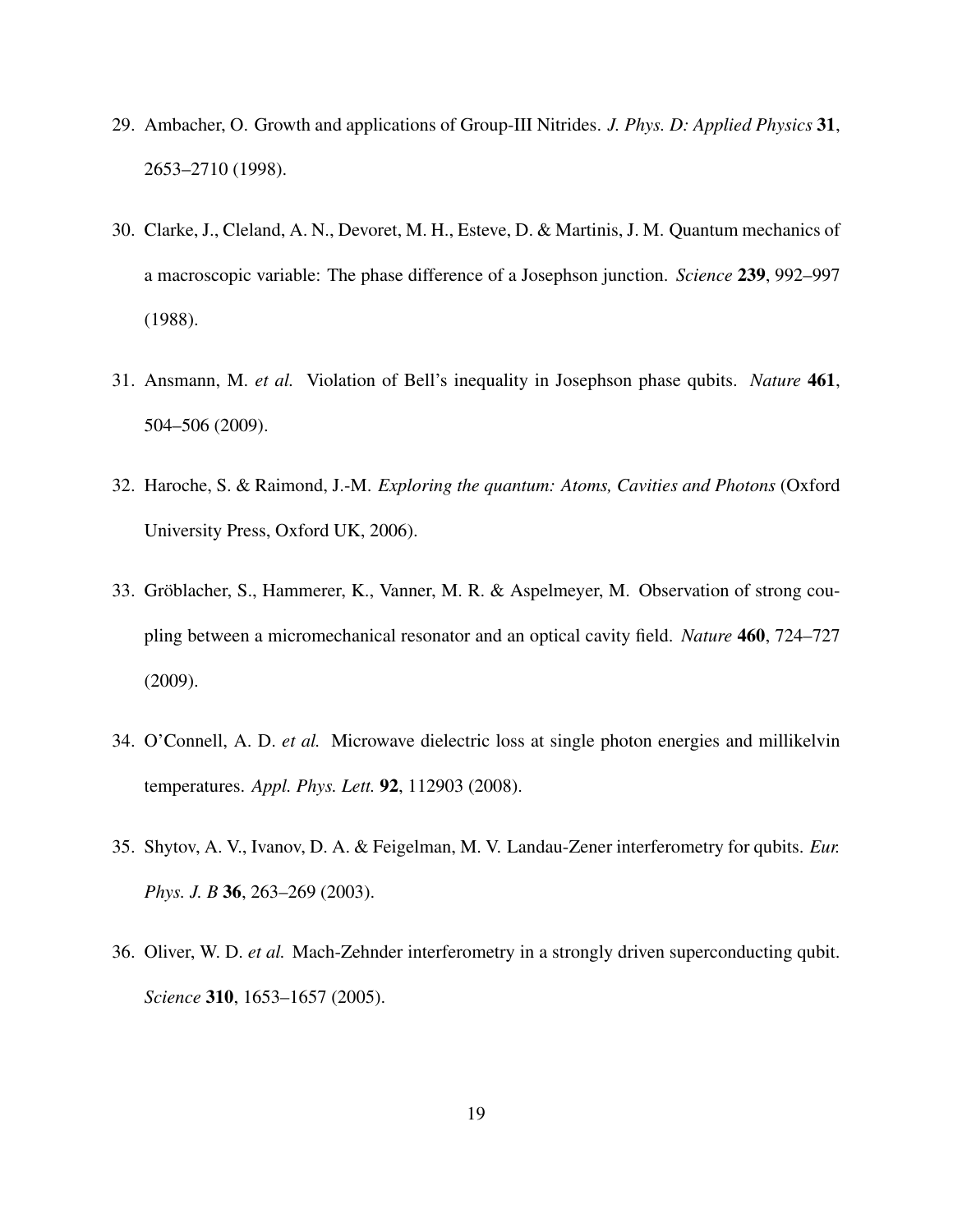29. Ambacher, O. Growth and applications of Group-III Nitrides. *J. Phys. D: Applied Physics* **31**, 2653–2710 (1998).

30. Clarke, J., Cleland, A. N., Devoret, M. H., Esteve, D. & Martinis, J. M. Quantum mechanics of a macroscopic variable: The phase difference of a Josephson junction. *Science* **239**, 992–997 (1988).

31. Ansmann, M. *et al.* Violation of Bell's inequality in Josephson phase qubits. *Nature* **461**, 504–506 (2009).

32. Haroche, S. & Raimond, J.-M. *Exploring the quantum: Atoms, Cavities and Photons* (Oxford University Press, Oxford UK, 2006).

33. Gröblacher, S., Hammerer, K., Vanner, M. R. & Aspelmeyer, M. Observation of strong coupling between a micromechanical resonator and an optical cavity field. *Nature* **460**, 724–727 (2009).

34. O'Connell, A. D. *et al.* Microwave dielectric loss at single photon energies and millikelvin temperatures. *Appl. Phys. Lett.* **92**, 112903 (2008).

35. Shytov, A. V., Ivanov, D. A. & Feigelman, M. V. Landau-Zener interferometry for qubits. *Eur. Phys. J. B* **36**, 263–269 (2003).

36. Oliver, W. D. *et al.* Mach-Zehnder interferometry in a strongly driven superconducting qubit. *Science* **310**, 1653–1657 (2005).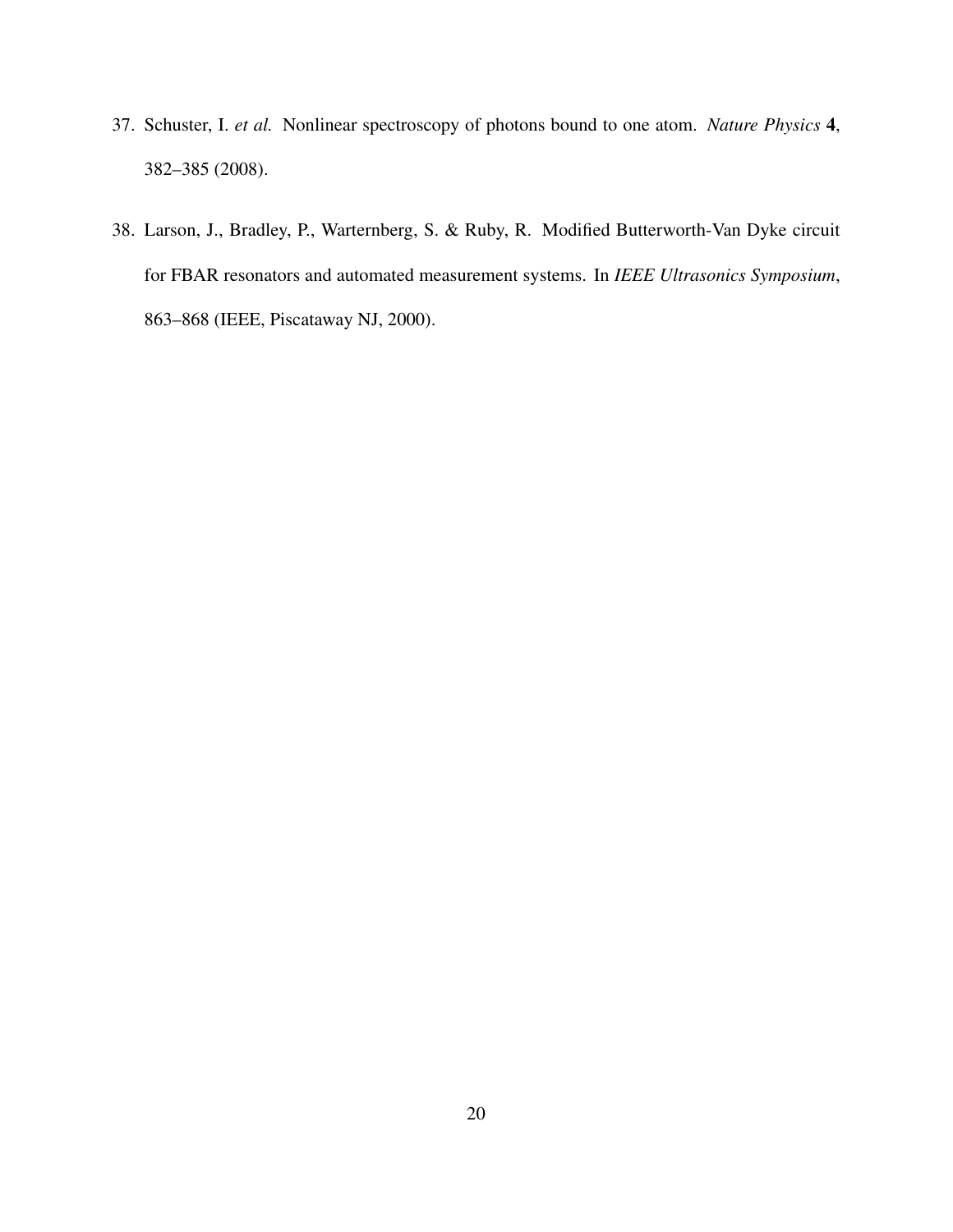37. Schuster, I. *et al.* Nonlinear spectroscopy of photons bound to one atom. *Nature Physics* **4**, 382–385 (2008).

38. Larson, J., Bradley, P., Warternberg, S. & Ruby, R. Modified Butterworth-Van Dyke circuit for FBAR resonators and automated measurement systems. In *IEEE Ultrasonics Symposium*, 863–868 (IEEE, Piscataway NJ, 2000).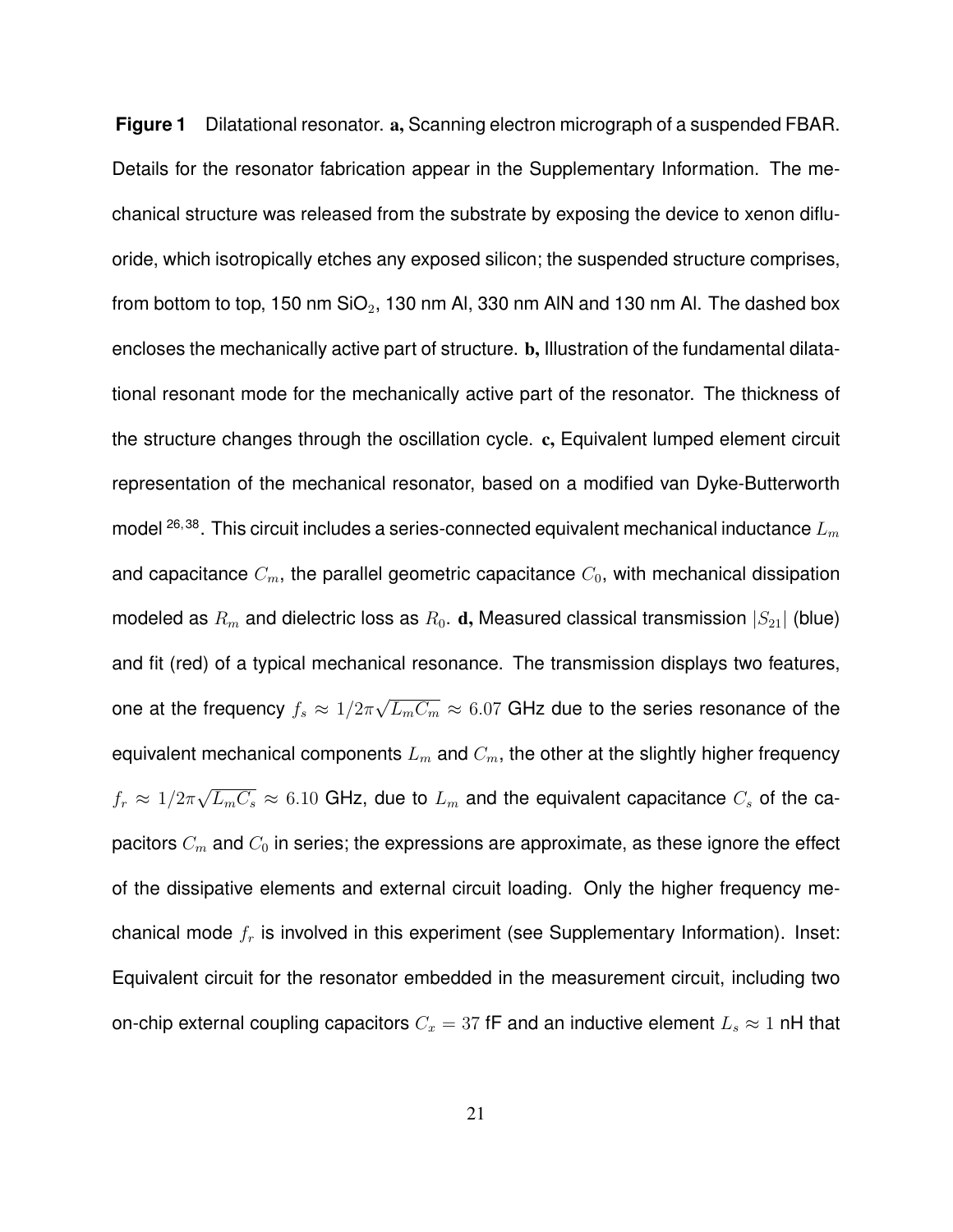**Figure 1** Dilatational resonator. **a,** Scanning electron micrograph of a suspended FBAR. Details for the resonator fabrication appear in the Supplementary Information. The mechanical structure was released from the substrate by exposing the device to xenon difluoride, which isotropically etches any exposed silicon; the suspended structure comprises, from bottom to top, 150 nm $SiO_2$, 130 nm Al, 330 nm AlN and 130 nm Al. The dashed box encloses the mechanically active part of structure. **b,** Illustration of the fundamental dilatational resonant mode for the mechanically active part of the resonator. The thickness of the structure changes through the oscillation cycle. **c,** Equivalent lumped element circuit representation of the mechanical resonator, based on a modified van Dyke-Butterworth model [26,38]. This circuit includes a series-connected equivalent mechanical inductance $L_m$ and capacitance $C_m$, the parallel geometric capacitance $C_0$, with mechanical dissipation modeled as $R_m$ and dielectric loss as $R_0$. **d,** Measured classical transmission $|S_{21}|$ (blue) and fit (red) of a typical mechanical resonance. The transmission displays two features, one at the frequency $f_s \approx 1/2\pi\sqrt{L_m C_m} \approx 6.07$ GHz due to the series resonance of the equivalent mechanical components $L_m$ and $C_m$, the other at the slightly higher frequency $f_r \approx 1/2\pi\sqrt{L_m C_s} \approx 6.10$ GHz, due to $L_m$ and the equivalent capacitance $C_s$ of the capacitors $C_m$ and $C_0$ in series; the expressions are approximate, as these ignore the effect of the dissipative elements and external circuit loading. Only the higher frequency mechanical mode $f_r$ is involved in this experiment (see Supplementary Information). Inset: Equivalent circuit for the resonator embedded in the measurement circuit, including two on-chip external coupling capacitors $C_x = 37$ fF and an inductive element $L_s \approx 1$ nH that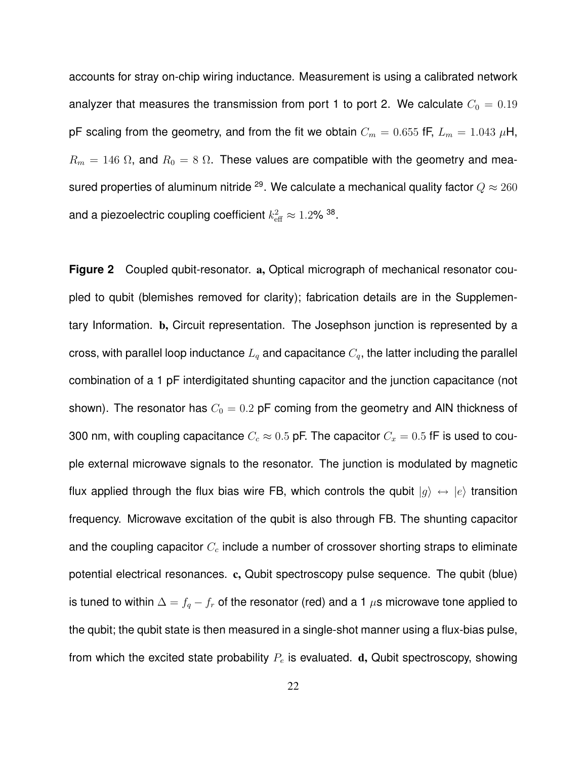accounts for stray on-chip wiring inductance. Measurement is using a calibrated network analyzer that measures the transmission from port 1 to port 2. We calculate $C_0 = 0.19$ pF scaling from the geometry, and from the fit we obtain $C_m = 0.655$ fF, $L_m = 1.043$ $\mu$H, $R_m = 146$ $\Omega$, and $R_0 = 8$ $\Omega$. These values are compatible with the geometry and measured properties of aluminum nitride [29]. We calculate a mechanical quality factor $Q \approx 260$ and a piezoelectric coupling coefficient $k^2_{\rm eff} \approx 1.2\%$ [38].

**Figure 2** Coupled qubit-resonator. **a,** Optical micrograph of mechanical resonator coupled to qubit (blemishes removed for clarity); fabrication details are in the Supplementary Information. **b,** Circuit representation. The Josephson junction is represented by a cross, with parallel loop inductance $L_q$ and capacitance $C_q$, the latter including the parallel combination of a 1 pF interdigitated shunting capacitor and the junction capacitance (not shown). The resonator has $C_0 = 0.2$ pF coming from the geometry and AlN thickness of 300 nm, with coupling capacitance $C_c \approx 0.5$ pF. The capacitor $C_x = 0.5$ fF is used to couple external microwave signals to the resonator. The junction is modulated by magnetic flux applied through the flux bias wire FB, which controls the qubit $|g\rangle \leftrightarrow |e\rangle$ transition frequency. Microwave excitation of the qubit is also through FB. The shunting capacitor and the coupling capacitor $C_c$ include a number of crossover shorting straps to eliminate potential electrical resonances. **c,** Qubit spectroscopy pulse sequence. The qubit (blue) is tuned to within $\Delta = f_q - f_r$ of the resonator (red) and a 1 $\mu$s microwave tone applied to the qubit; the qubit state is then measured in a single-shot manner using a flux-bias pulse, from which the excited state probability $P_e$ is evaluated. **d,** Qubit spectroscopy, showing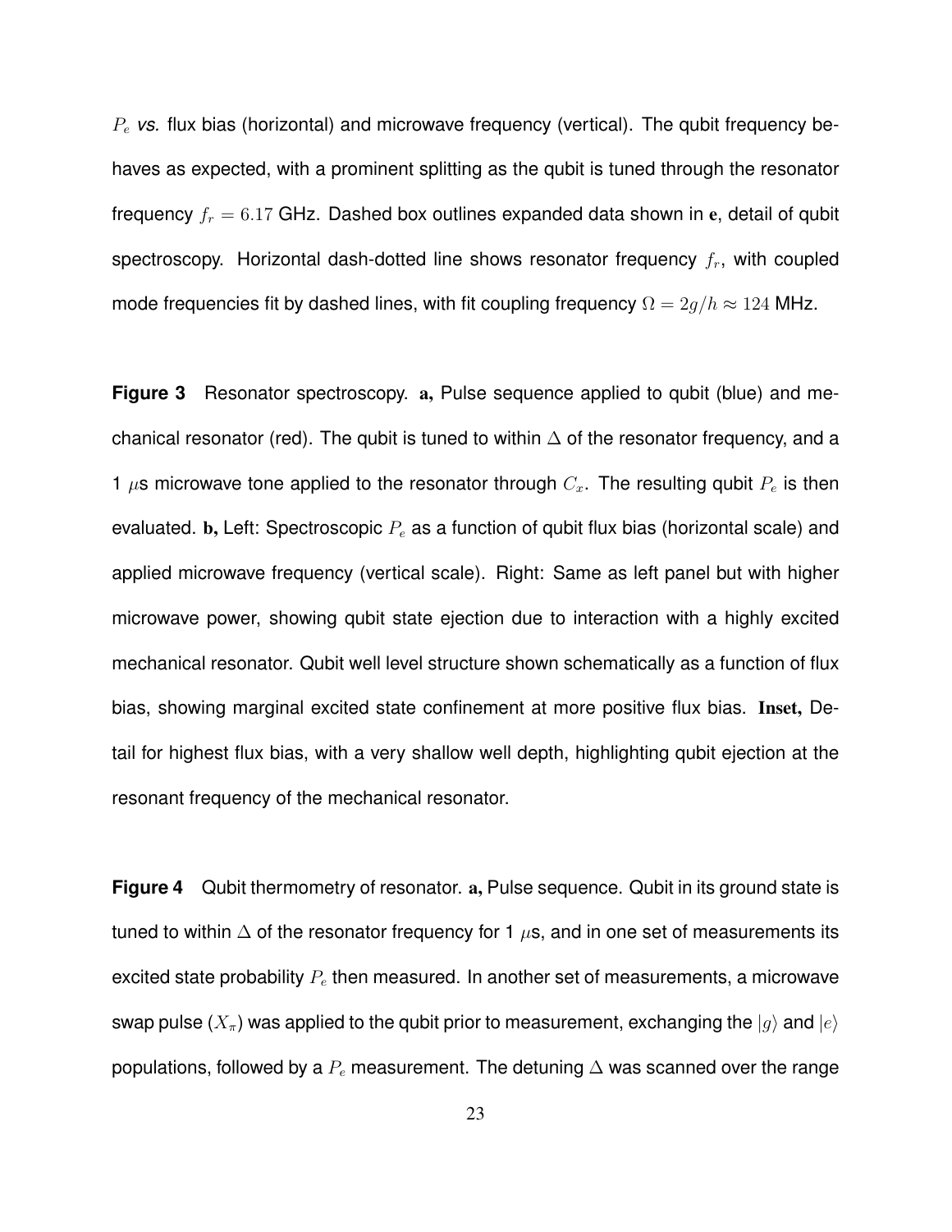$P_e$ *vs.* flux bias (horizontal) and microwave frequency (vertical). The qubit frequency behaves as expected, with a prominent splitting as the qubit is tuned through the resonator frequency $f_r = 6.17$ GHz. Dashed box outlines expanded data shown in **e**, detail of qubit spectroscopy. Horizontal dash-dotted line shows resonator frequency $f_r$, with coupled mode frequencies fit by dashed lines, with fit coupling frequency $\Omega = 2g/h \approx 124$ MHz.

**Figure 3** Resonator spectroscopy. **a,** Pulse sequence applied to qubit (blue) and mechanical resonator (red). The qubit is tuned to within $\Delta$ of the resonator frequency, and a 1 $\mu$s microwave tone applied to the resonator through $C_x$. The resulting qubit $P_e$ is then evaluated. **b,** Left: Spectroscopic $P_e$ as a function of qubit flux bias (horizontal scale) and applied microwave frequency (vertical scale). Right: Same as left panel but with higher microwave power, showing qubit state ejection due to interaction with a highly excited mechanical resonator. Qubit well level structure shown schematically as a function of flux bias, showing marginal excited state confinement at more positive flux bias. **Inset,** Detail for highest flux bias, with a very shallow well depth, highlighting qubit ejection at the resonant frequency of the mechanical resonator.

**Figure 4** Qubit thermometry of resonator. **a,** Pulse sequence. Qubit in its ground state is tuned to within $\Delta$ of the resonator frequency for 1 $\mu$s, and in one set of measurements its excited state probability $P_e$ then measured. In another set of measurements, a microwave swap pulse ($X_\pi$) was applied to the qubit prior to measurement, exchanging the $|g\rangle$ and $|e\rangle$ populations, followed by a $P_e$ measurement. The detuning $\Delta$ was scanned over the range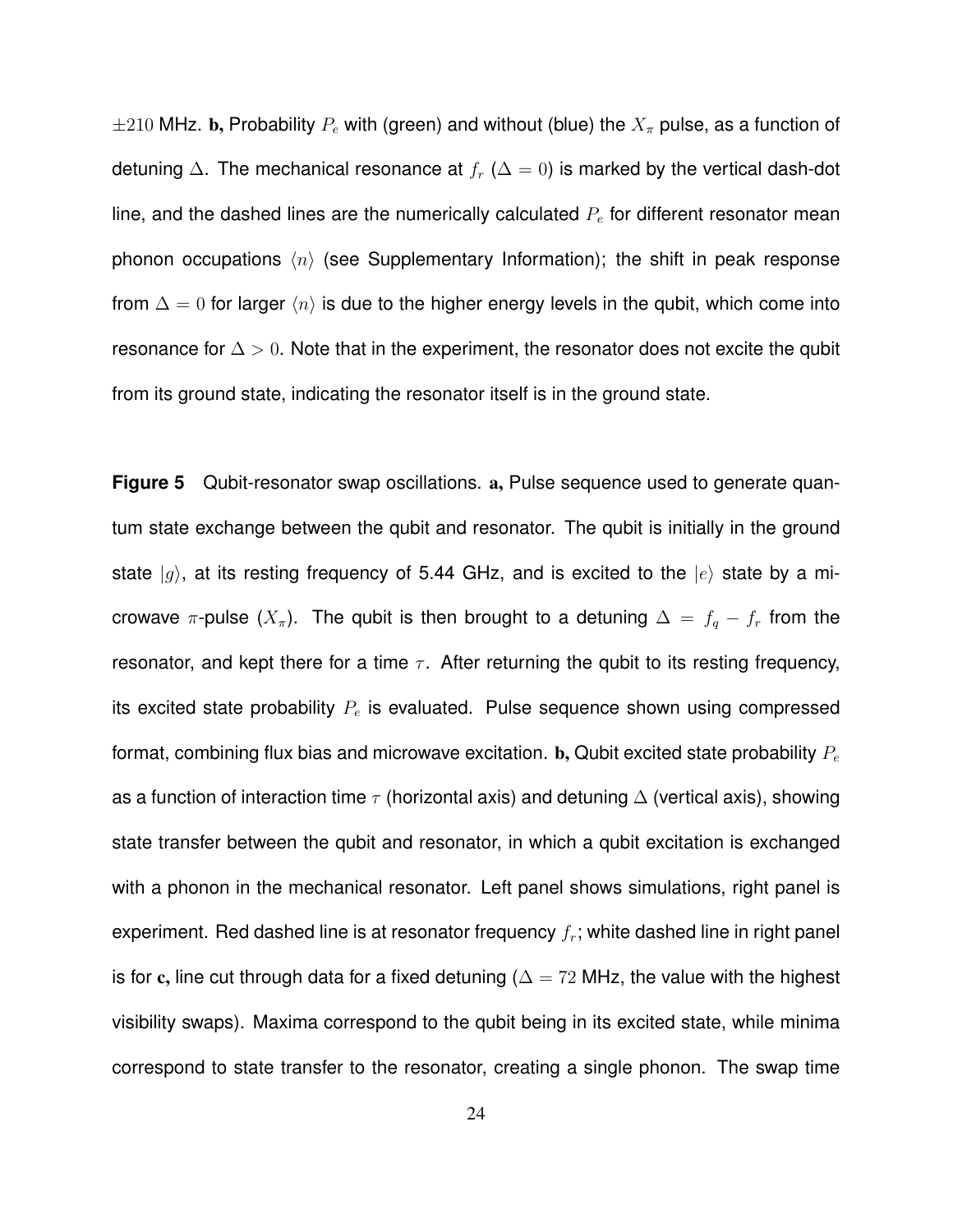$\pm 210$ MHz. **b,** Probability $P_e$ with (green) and without (blue) the $X_\pi$ pulse, as a function of detuning $\Delta$. The mechanical resonance at $f_r$ ($\Delta = 0$) is marked by the vertical dash-dot line, and the dashed lines are the numerically calculated $P_e$ for different resonator mean phonon occupations $\langle n \rangle$ (see Supplementary Information); the shift in peak response from $\Delta = 0$ for larger $\langle n \rangle$ is due to the higher energy levels in the qubit, which come into resonance for $\Delta > 0$. Note that in the experiment, the resonator does not excite the qubit from its ground state, indicating the resonator itself is in the ground state.

**Figure 5** Qubit-resonator swap oscillations. **a,** Pulse sequence used to generate quantum state exchange between the qubit and resonator. The qubit is initially in the ground state $|g\rangle$, at its resting frequency of 5.44 GHz, and is excited to the $|e\rangle$ state by a microwave $\pi$-pulse ($X_\pi$). The qubit is then brought to a detuning $\Delta = f_q - f_r$ from the resonator, and kept there for a time $\tau$. After returning the qubit to its resting frequency, its excited state probability $P_e$ is evaluated. Pulse sequence shown using compressed format, combining flux bias and microwave excitation. **b,** Qubit excited state probability $P_e$ as a function of interaction time $\tau$ (horizontal axis) and detuning $\Delta$ (vertical axis), showing state transfer between the qubit and resonator, in which a qubit excitation is exchanged with a phonon in the mechanical resonator. Left panel shows simulations, right panel is experiment. Red dashed line is at resonator frequency $f_r$; white dashed line in right panel is for **c,** line cut through data for a fixed detuning ($\Delta = 72$ MHz, the value with the highest visibility swaps). Maxima correspond to the qubit being in its excited state, while minima correspond to state transfer to the resonator, creating a single phonon. The swap time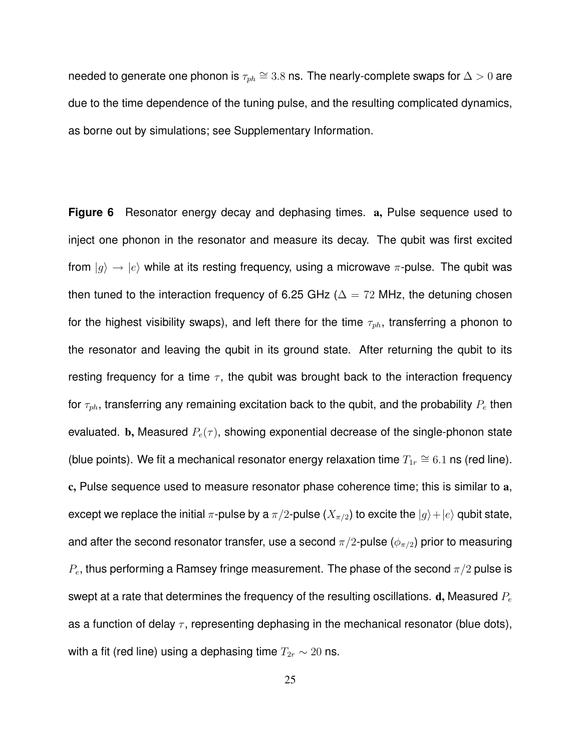needed to generate one phonon is $\tau_{ph} \cong 3.8$ ns. The nearly-complete swaps for $\Delta > 0$ are due to the time dependence of the tuning pulse, and the resulting complicated dynamics, as borne out by simulations; see Supplementary Information.

**Figure 6** Resonator energy decay and dephasing times. **a,** Pulse sequence used to inject one phonon in the resonator and measure its decay. The qubit was first excited from $|g\rangle \rightarrow |e\rangle$ while at its resting frequency, using a microwave $\pi$-pulse. The qubit was then tuned to the interaction frequency of 6.25 GHz ($\Delta = 72$ MHz, the detuning chosen for the highest visibility swaps), and left there for the time $\tau_{ph}$, transferring a phonon to the resonator and leaving the qubit in its ground state. After returning the qubit to its resting frequency for a time $\tau$, the qubit was brought back to the interaction frequency for $\tau_{ph}$, transferring any remaining excitation back to the qubit, and the probability $P_e$ then evaluated. **b,** Measured $P_e(\tau)$, showing exponential decrease of the single-phonon state (blue points). We fit a mechanical resonator energy relaxation time $T_{1r} \cong 6.1$ ns (red line). **c,** Pulse sequence used to measure resonator phase coherence time; this is similar to **a**, except we replace the initial $\pi$-pulse by a $\pi/2$-pulse ($X_{\pi/2}$) to excite the $|g\rangle + |e\rangle$ qubit state, and after the second resonator transfer, use a second $\pi/2$-pulse ($\phi_{\pi/2}$) prior to measuring $P_e$, thus performing a Ramsey fringe measurement. The phase of the second $\pi/2$ pulse is swept at a rate that determines the frequency of the resulting oscillations. **d,** Measured $P_e$ as a function of delay $\tau$, representing dephasing in the mechanical resonator (blue dots), with a fit (red line) using a dephasing time $T_{2r} \sim 20$ ns.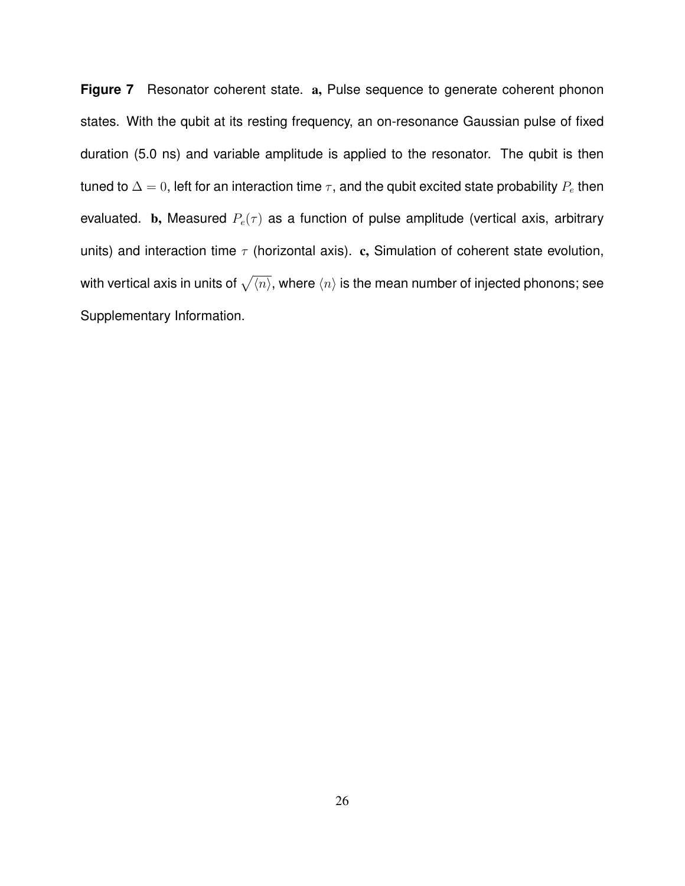**Figure 7** Resonator coherent state. **a,** Pulse sequence to generate coherent phonon states. With the qubit at its resting frequency, an on-resonance Gaussian pulse of fixed duration (5.0 ns) and variable amplitude is applied to the resonator. The qubit is then tuned to $\Delta = 0$, left for an interaction time $\tau$, and the qubit excited state probability $P_e$ then evaluated. **b,** Measured $P_e(\tau)$ as a function of pulse amplitude (vertical axis, arbitrary units) and interaction time $\tau$ (horizontal axis). **c,** Simulation of coherent state evolution, with vertical axis in units of $\sqrt{\langle n \rangle}$, where $\langle n \rangle$ is the mean number of injected phonons; see Supplementary Information.